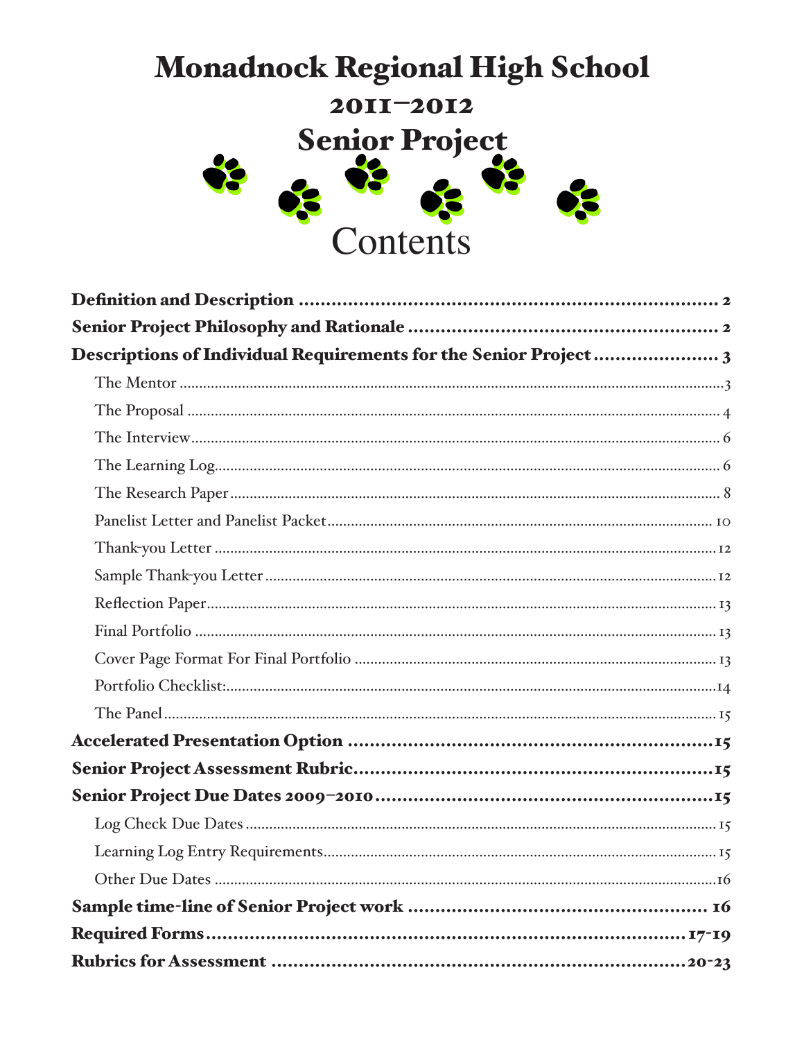# Monadnock Regional High School

## 2011–2012

## Senior Project

# Contents

**Definition and Description** ........................................................................ **2**

**Senior Project Philosophy and Rationale** ................................................... **2**

**Descriptions of Individual Requirements for the Senior Project** ..................... **3**

- The Mentor ........................................................................................... 3
- The Proposal ......................................................................................... 4
- The Interview ........................................................................................ 6
- The Learning Log ................................................................................... 6
- The Research Paper ................................................................................ 8
- Panelist Letter and Panelist Packet .......................................................... 10
- Thank-you Letter ................................................................................... 12
- Sample Thank-you Letter ........................................................................ 12
- Reflection Paper .................................................................................... 13
- Final Portfolio ....................................................................................... 13
- Cover Page Format For Final Portfolio ...................................................... 13
- Portfolio Checklist: ................................................................................. 14
- The Panel .............................................................................................. 15

**Accelerated Presentation Option** .............................................................. **15**

**Senior Project Assessment Rubric** ............................................................. **15**

**Senior Project Due Dates 2009–2010** ......................................................... **15**

- Log Check Due Dates .............................................................................. 15
- Learning Log Entry Requirements ............................................................. 15
- Other Due Dates ..................................................................................... 16

**Sample time-line of Senior Project work** ..................................................... **16**

**Required Forms** ....................................................................................... **17-19**

**Rubrics for Assessment** ............................................................................ **20-23**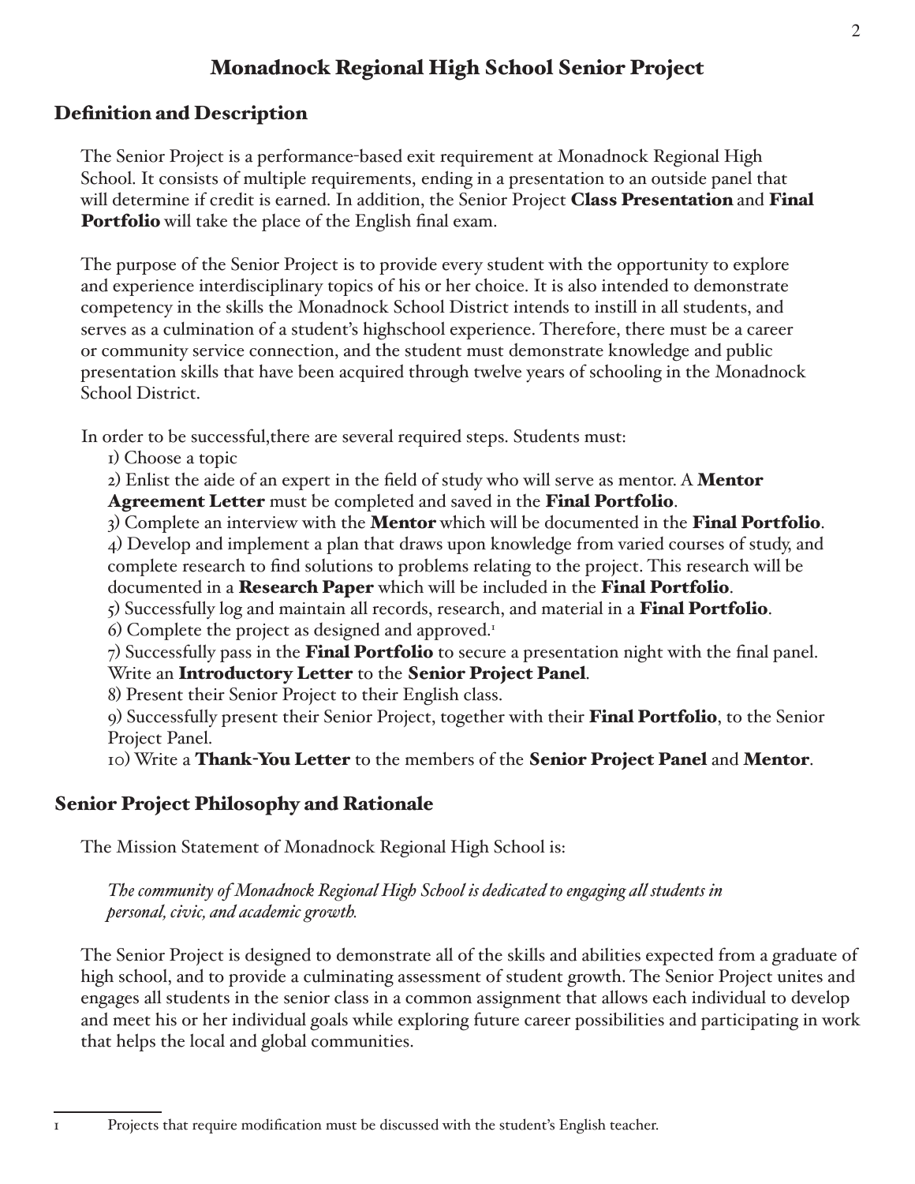# Monadnock Regional High School Senior Project

## Definition and Description

The Senior Project is a performance-based exit requirement at Monadnock Regional High School. It consists of multiple requirements, ending in a presentation to an outside panel that will determine if credit is earned. In addition, the Senior Project **Class Presentation** and **Final Portfolio** will take the place of the English final exam.

The purpose of the Senior Project is to provide every student with the opportunity to explore and experience interdisciplinary topics of his or her choice. It is also intended to demonstrate competency in the skills the Monadnock School District intends to instill in all students, and serves as a culmination of a student's highschool experience. Therefore, there must be a career or community service connection, and the student must demonstrate knowledge and public presentation skills that have been acquired through twelve years of schooling in the Monadnock School District.

In order to be successful,there are several required steps. Students must:

1) Choose a topic
2) Enlist the aide of an expert in the field of study who will serve as mentor. A **Mentor Agreement Letter** must be completed and saved in the **Final Portfolio**.
3) Complete an interview with the **Mentor** which will be documented in the **Final Portfolio**.
4) Develop and implement a plan that draws upon knowledge from varied courses of study, and complete research to find solutions to problems relating to the project. This research will be documented in a **Research Paper** which will be included in the **Final Portfolio**.
5) Successfully log and maintain all records, research, and material in a **Final Portfolio**.
6) Complete the project as designed and approved.[1]
7) Successfully pass in the **Final Portfolio** to secure a presentation night with the final panel. Write an **Introductory Letter** to the **Senior Project Panel**.
8) Present their Senior Project to their English class.
9) Successfully present their Senior Project, together with their **Final Portfolio**, to the Senior Project Panel.
10) Write a **Thank-You Letter** to the members of the **Senior Project Panel** and **Mentor**.

## Senior Project Philosophy and Rationale

The Mission Statement of Monadnock Regional High School is:

> *The community of Monadnock Regional High School is dedicated to engaging all students in personal, civic, and academic growth.*

The Senior Project is designed to demonstrate all of the skills and abilities expected from a graduate of high school, and to provide a culminating assessment of student growth. The Senior Project unites and engages all students in the senior class in a common assignment that allows each individual to develop and meet his or her individual goals while exploring future career possibilities and participating in work that helps the local and global communities.

---

[1] Projects that require modification must be discussed with the student's English teacher.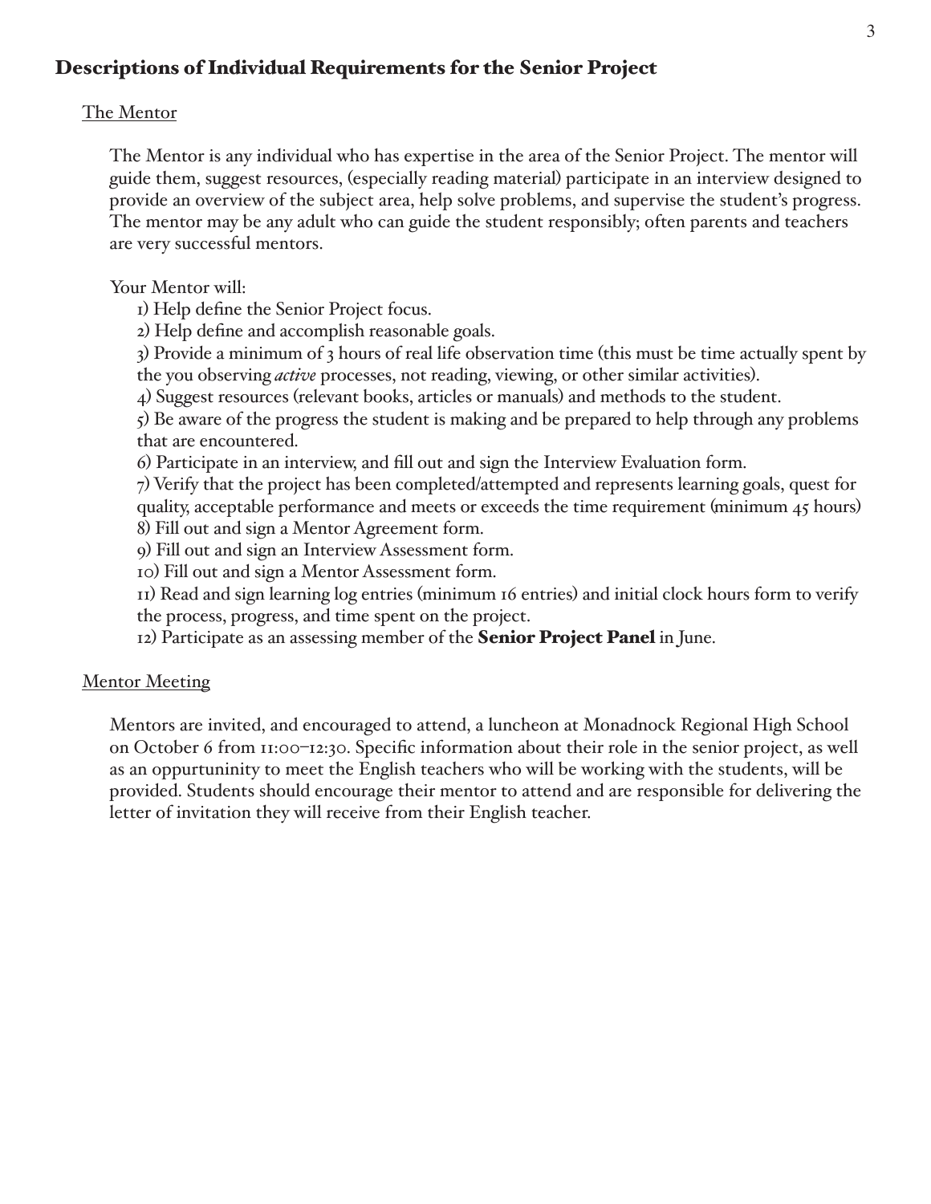## Descriptions of Individual Requirements for the Senior Project

### The Mentor

The Mentor is any individual who has expertise in the area of the Senior Project. The mentor will guide them, suggest resources, (especially reading material) participate in an interview designed to provide an overview of the subject area, help solve problems, and supervise the student's progress. The mentor may be any adult who can guide the student responsibly; often parents and teachers are very successful mentors.

Your Mentor will:

1) Help define the Senior Project focus.
2) Help define and accomplish reasonable goals.
3) Provide a minimum of 3 hours of real life observation time (this must be time actually spent by the you observing *active* processes, not reading, viewing, or other similar activities).
4) Suggest resources (relevant books, articles or manuals) and methods to the student.
5) Be aware of the progress the student is making and be prepared to help through any problems that are encountered.
6) Participate in an interview, and fill out and sign the Interview Evaluation form.
7) Verify that the project has been completed/attempted and represents learning goals, quest for quality, acceptable performance and meets or exceeds the time requirement (minimum 45 hours)
8) Fill out and sign a Mentor Agreement form.
9) Fill out and sign an Interview Assessment form.
10) Fill out and sign a Mentor Assessment form.
11) Read and sign learning log entries (minimum 16 entries) and initial clock hours form to verify the process, progress, and time spent on the project.
12) Participate as an assessing member of the **Senior Project Panel** in June.

### Mentor Meeting

Mentors are invited, and encouraged to attend, a luncheon at Monadnock Regional High School on October 6 from 11:00–12:30. Specific information about their role in the senior project, as well as an oppurtuninity to meet the English teachers who will be working with the students, will be provided. Students should encourage their mentor to attend and are responsible for delivering the letter of invitation they will receive from their English teacher.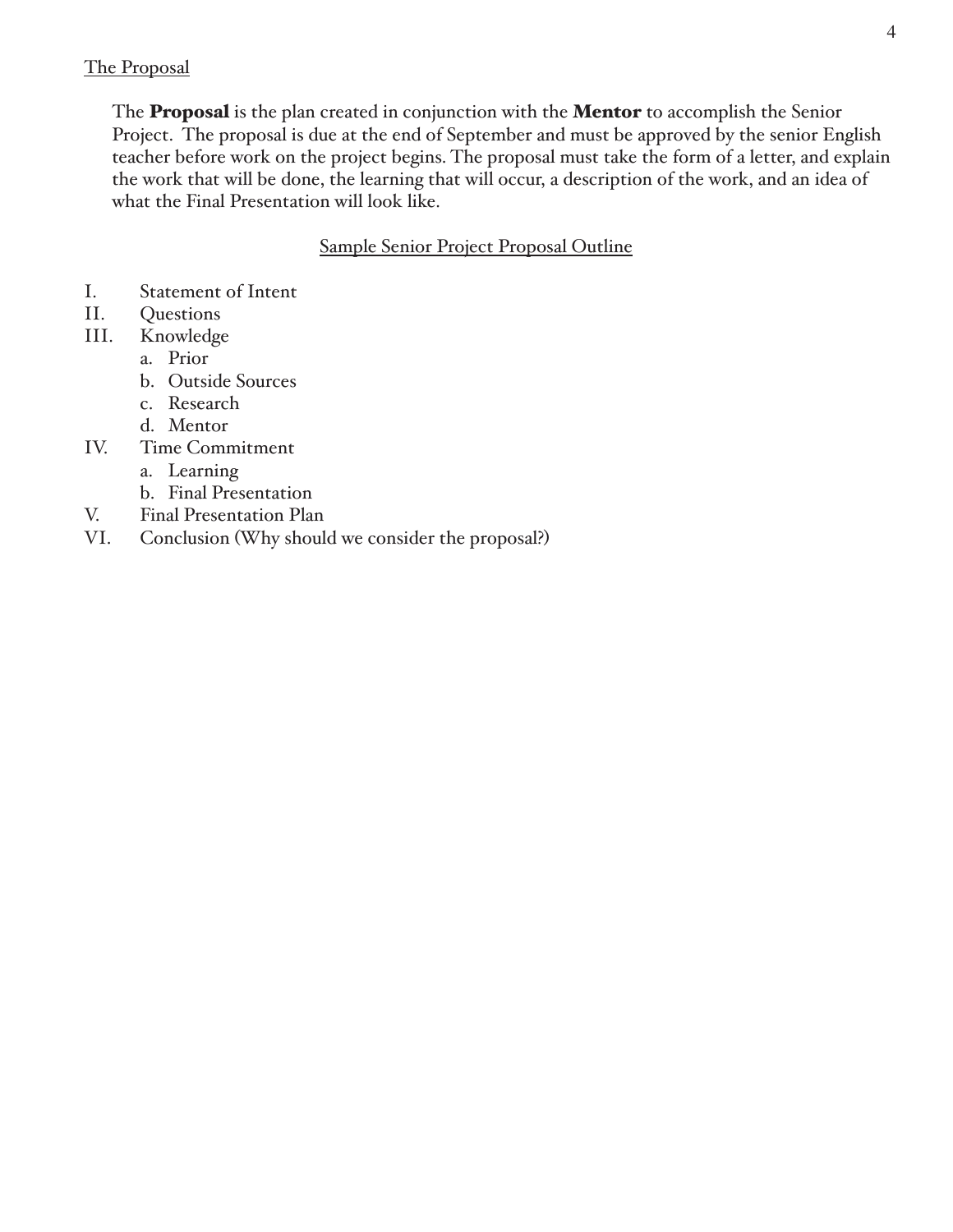## The Proposal

The **Proposal** is the plan created in conjunction with the **Mentor** to accomplish the Senior Project. The proposal is due at the end of September and must be approved by the senior English teacher before work on the project begins. The proposal must take the form of a letter, and explain the work that will be done, the learning that will occur, a description of the work, and an idea of what the Final Presentation will look like.

### Sample Senior Project Proposal Outline

I. Statement of Intent
II. Questions
III. Knowledge
   a. Prior
   b. Outside Sources
   c. Research
   d. Mentor
IV. Time Commitment
   a. Learning
   b. Final Presentation
V. Final Presentation Plan
VI. Conclusion (Why should we consider the proposal?)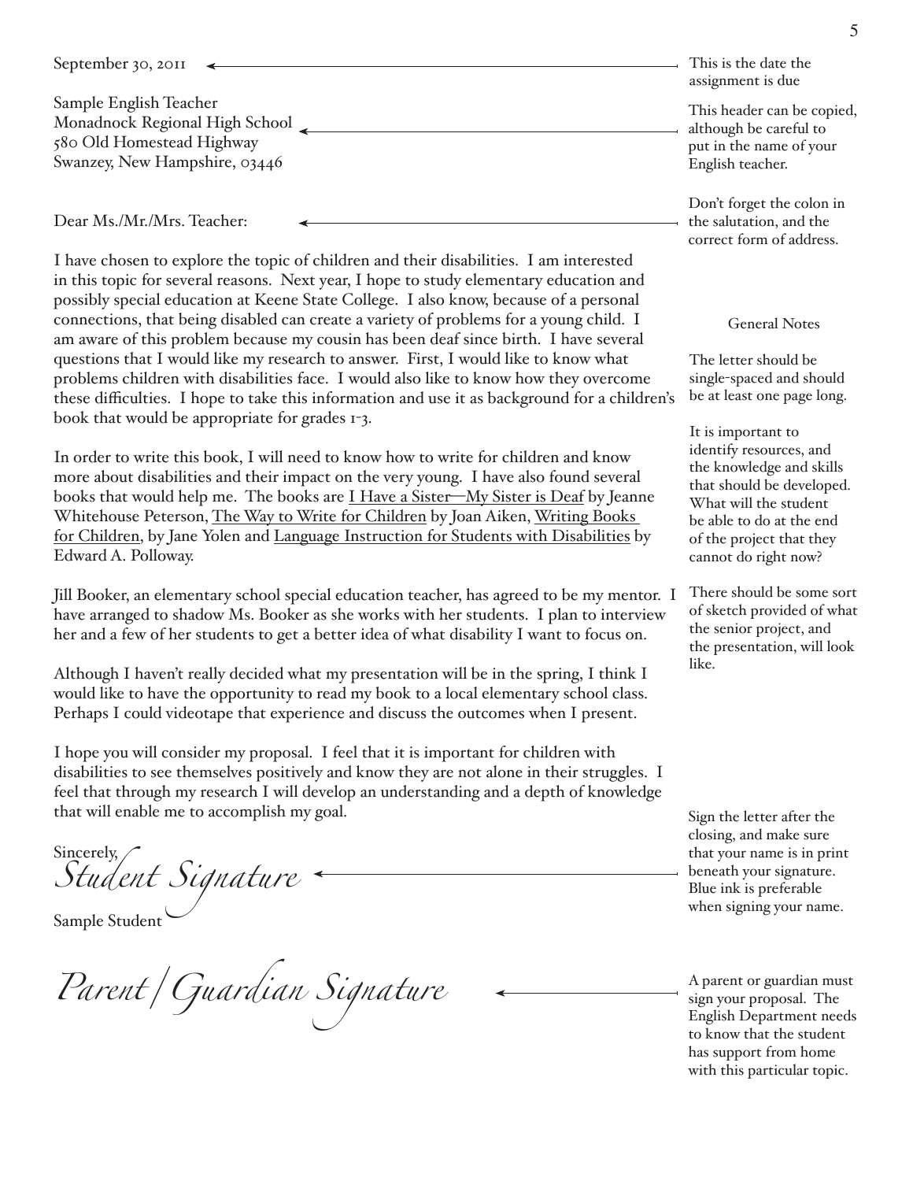September 30, 2011

Sample English Teacher
Monadnock Regional High School
580 Old Homestead Highway
Swanzey, New Hampshire, 03446

Dear Ms./Mr./Mrs. Teacher:

I have chosen to explore the topic of children and their disabilities. I am interested in this topic for several reasons. Next year, I hope to study elementary education and possibly special education at Keene State College. I also know, because of a personal connections, that being disabled can create a variety of problems for a young child. I am aware of this problem because my cousin has been deaf since birth. I have several questions that I would like my research to answer. First, I would like to know what problems children with disabilities face. I would also like to know how they overcome these difficulties. I hope to take this information and use it as background for a children's book that would be appropriate for grades 1-3.

In order to write this book, I will need to know how to write for children and know more about disabilities and their impact on the very young. I have also found several books that would help me. The books are I Have a Sister—My Sister is Deaf by Jeanne Whitehouse Peterson, The Way to Write for Children by Joan Aiken, Writing Books for Children, by Jane Yolen and Language Instruction for Students with Disabilities by Edward A. Polloway.

Jill Booker, an elementary school special education teacher, has agreed to be my mentor. I have arranged to shadow Ms. Booker as she works with her students. I plan to interview her and a few of her students to get a better idea of what disability I want to focus on.

Although I haven't really decided what my presentation will be in the spring, I think I would like to have the opportunity to read my book to a local elementary school class. Perhaps I could videotape that experience and discuss the outcomes when I present.

I hope you will consider my proposal. I feel that it is important for children with disabilities to see themselves positively and know they are not alone in their struggles. I feel that through my research I will develop an understanding and a depth of knowledge that will enable me to accomplish my goal.

Sincerely,
*Student Signature*

Sample Student

*Parent/Guardian Signature*

---

This is the date the assignment is due

This header can be copied, although be careful to put in the name of your English teacher.

Don't forget the colon in the salutation, and the correct form of address.

General Notes

The letter should be single-spaced and should be at least one page long.

It is important to identify resources, and the knowledge and skills that should be developed. What will the student be able to do at the end of the project that they cannot do right now?

There should be some sort of sketch provided of what the senior project, and the presentation, will look like.

Sign the letter after the closing, and make sure that your name is in print beneath your signature. Blue ink is preferable when signing your name.

A parent or guardian must sign your proposal. The English Department needs to know that the student has support from home with this particular topic.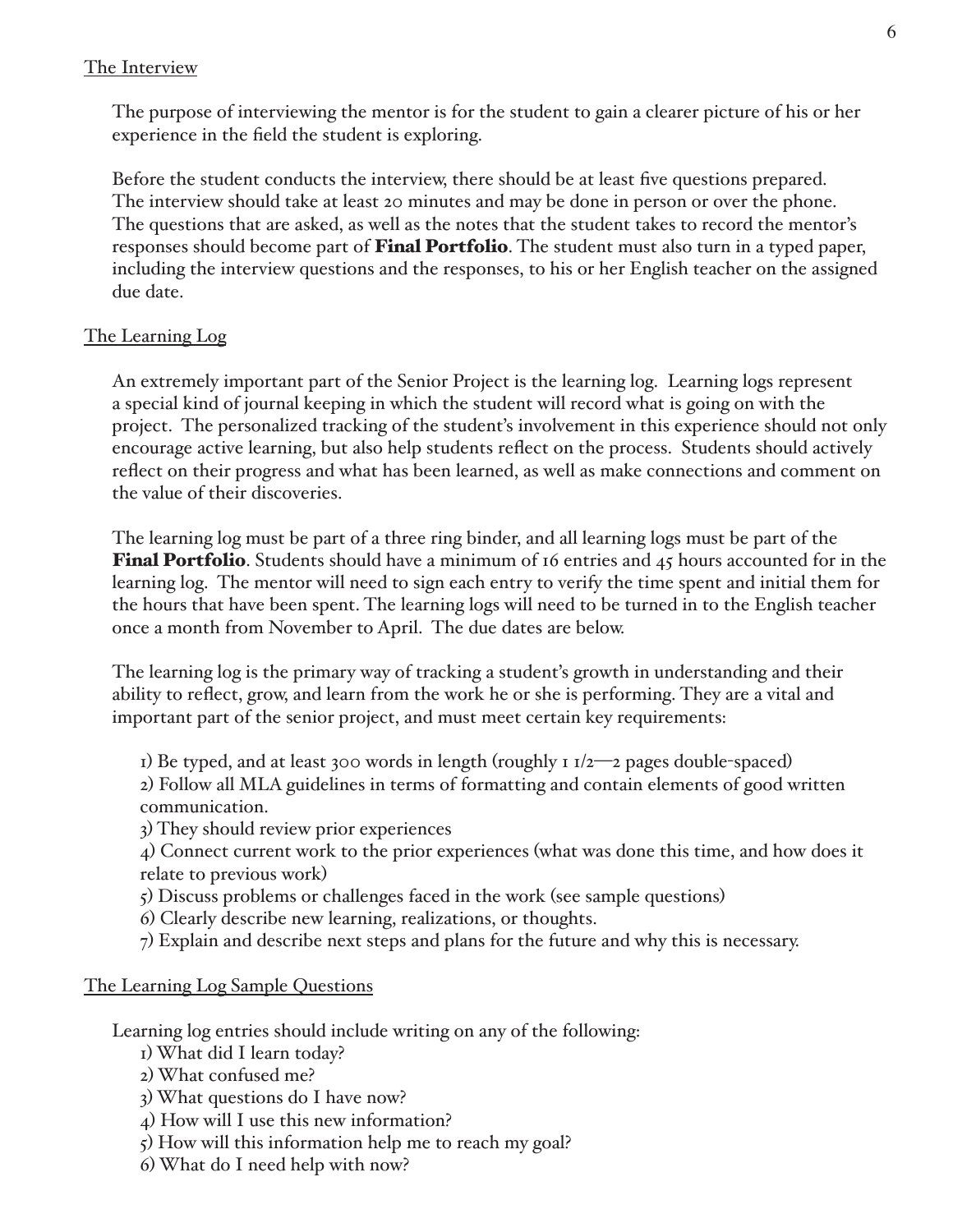## The Interview

The purpose of interviewing the mentor is for the student to gain a clearer picture of his or her experience in the field the student is exploring.

Before the student conducts the interview, there should be at least five questions prepared. The interview should take at least 20 minutes and may be done in person or over the phone. The questions that are asked, as well as the notes that the student takes to record the mentor's responses should become part of **Final Portfolio**. The student must also turn in a typed paper, including the interview questions and the responses, to his or her English teacher on the assigned due date.

## The Learning Log

An extremely important part of the Senior Project is the learning log. Learning logs represent a special kind of journal keeping in which the student will record what is going on with the project. The personalized tracking of the student's involvement in this experience should not only encourage active learning, but also help students reflect on the process. Students should actively reflect on their progress and what has been learned, as well as make connections and comment on the value of their discoveries.

The learning log must be part of a three ring binder, and all learning logs must be part of the **Final Portfolio**. Students should have a minimum of 16 entries and 45 hours accounted for in the learning log. The mentor will need to sign each entry to verify the time spent and initial them for the hours that have been spent. The learning logs will need to be turned in to the English teacher once a month from November to April. The due dates are below.

The learning log is the primary way of tracking a student's growth in understanding and their ability to reflect, grow, and learn from the work he or she is performing. They are a vital and important part of the senior project, and must meet certain key requirements:

1) Be typed, and at least 300 words in length (roughly 1 1/2—2 pages double-spaced)
2) Follow all MLA guidelines in terms of formatting and contain elements of good written communication.
3) They should review prior experiences
4) Connect current work to the prior experiences (what was done this time, and how does it relate to previous work)
5) Discuss problems or challenges faced in the work (see sample questions)
6) Clearly describe new learning, realizations, or thoughts.
7) Explain and describe next steps and plans for the future and why this is necessary.

## The Learning Log Sample Questions

Learning log entries should include writing on any of the following:

1) What did I learn today?
2) What confused me?
3) What questions do I have now?
4) How will I use this new information?
5) How will this information help me to reach my goal?
6) What do I need help with now?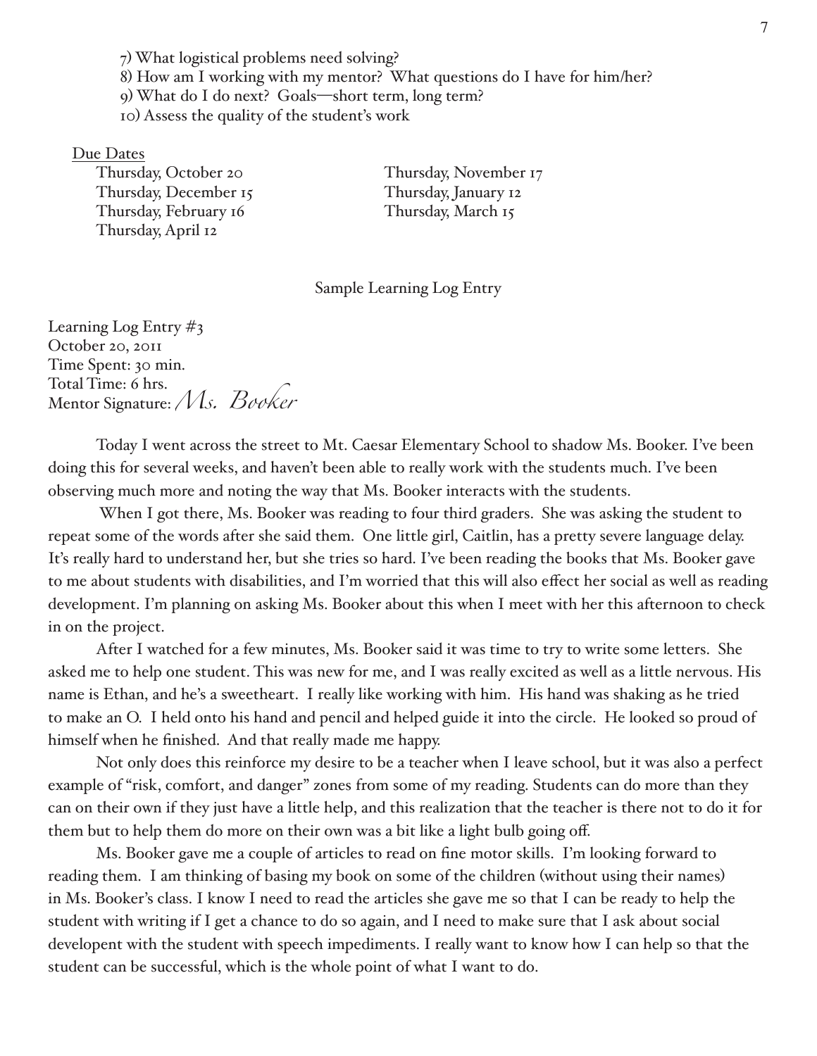7) What logistical problems need solving?
8) How am I working with my mentor? What questions do I have for him/her?
9) What do I do next? Goals—short term, long term?
10) Assess the quality of the student's work

Due Dates

Thursday, October 20
Thursday, November 17
Thursday, December 15
Thursday, January 12
Thursday, February 16
Thursday, March 15
Thursday, April 12

Sample Learning Log Entry

Learning Log Entry #3
October 20, 2011
Time Spent: 30 min.
Total Time: 6 hrs.
Mentor Signature: *Ms. Booker*

Today I went across the street to Mt. Caesar Elementary School to shadow Ms. Booker. I've been doing this for several weeks, and haven't been able to really work with the students much. I've been observing much more and noting the way that Ms. Booker interacts with the students.

When I got there, Ms. Booker was reading to four third graders. She was asking the student to repeat some of the words after she said them. One little girl, Caitlin, has a pretty severe language delay. It's really hard to understand her, but she tries so hard. I've been reading the books that Ms. Booker gave to me about students with disabilities, and I'm worried that this will also effect her social as well as reading development. I'm planning on asking Ms. Booker about this when I meet with her this afternoon to check in on the project.

After I watched for a few minutes, Ms. Booker said it was time to try to write some letters. She asked me to help one student. This was new for me, and I was really excited as well as a little nervous. His name is Ethan, and he's a sweetheart. I really like working with him. His hand was shaking as he tried to make an O. I held onto his hand and pencil and helped guide it into the circle. He looked so proud of himself when he finished. And that really made me happy.

Not only does this reinforce my desire to be a teacher when I leave school, but it was also a perfect example of "risk, comfort, and danger" zones from some of my reading. Students can do more than they can on their own if they just have a little help, and this realization that the teacher is there not to do it for them but to help them do more on their own was a bit like a light bulb going off.

Ms. Booker gave me a couple of articles to read on fine motor skills. I'm looking forward to reading them. I am thinking of basing my book on some of the children (without using their names) in Ms. Booker's class. I know I need to read the articles she gave me so that I can be ready to help the student with writing if I get a chance to do so again, and I need to make sure that I ask about social developent with the student with speech impediments. I really want to know how I can help so that the student can be successful, which is the whole point of what I want to do.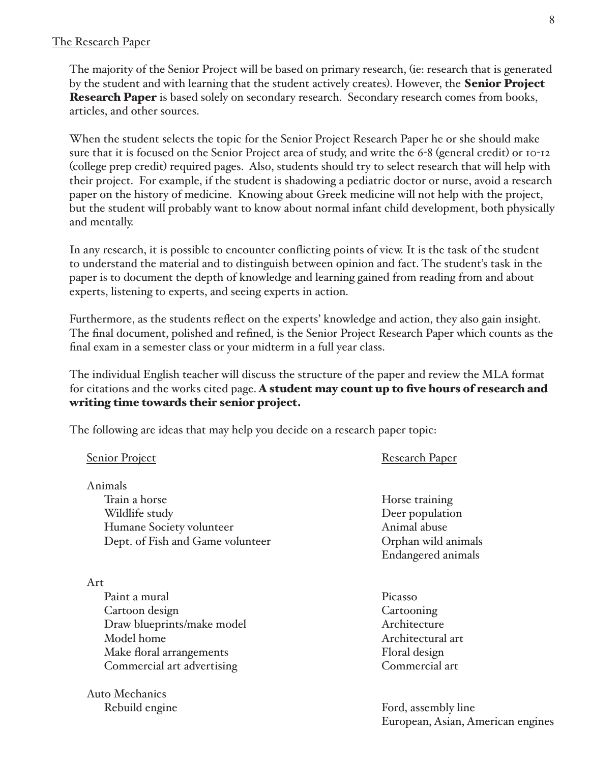## The Research Paper

The majority of the Senior Project will be based on primary research, (ie: research that is generated by the student and with learning that the student actively creates). However, the **Senior Project Research Paper** is based solely on secondary research. Secondary research comes from books, articles, and other sources.

When the student selects the topic for the Senior Project Research Paper he or she should make sure that it is focused on the Senior Project area of study, and write the 6-8 (general credit) or 10-12 (college prep credit) required pages. Also, students should try to select research that will help with their project. For example, if the student is shadowing a pediatric doctor or nurse, avoid a research paper on the history of medicine. Knowing about Greek medicine will not help with the project, but the student will probably want to know about normal infant child development, both physically and mentally.

In any research, it is possible to encounter conflicting points of view. It is the task of the student to understand the material and to distinguish between opinion and fact. The student's task in the paper is to document the depth of knowledge and learning gained from reading from and about experts, listening to experts, and seeing experts in action.

Furthermore, as the students reflect on the experts' knowledge and action, they also gain insight. The final document, polished and refined, is the Senior Project Research Paper which counts as the final exam in a semester class or your midterm in a full year class.

The individual English teacher will discuss the structure of the paper and review the MLA format for citations and the works cited page. **A student may count up to five hours of research and writing time towards their senior project.**

The following are ideas that may help you decide on a research paper topic:

| Senior Project | Research Paper |
|---|---|
| **Animals** | |
| Train a horse | Horse training |
| Wildlife study | Deer population |
| Humane Society volunteer | Animal abuse |
| Dept. of Fish and Game volunteer | Orphan wild animals |
| | Endangered animals |
| **Art** | |
| Paint a mural | Picasso |
| Cartoon design | Cartooning |
| Draw blueprints/make model | Architecture |
| Model home | Architectural art |
| Make floral arrangements | Floral design |
| Commercial art advertising | Commercial art |
| **Auto Mechanics** | |
| Rebuild engine | Ford, assembly line |
| | European, Asian, American engines |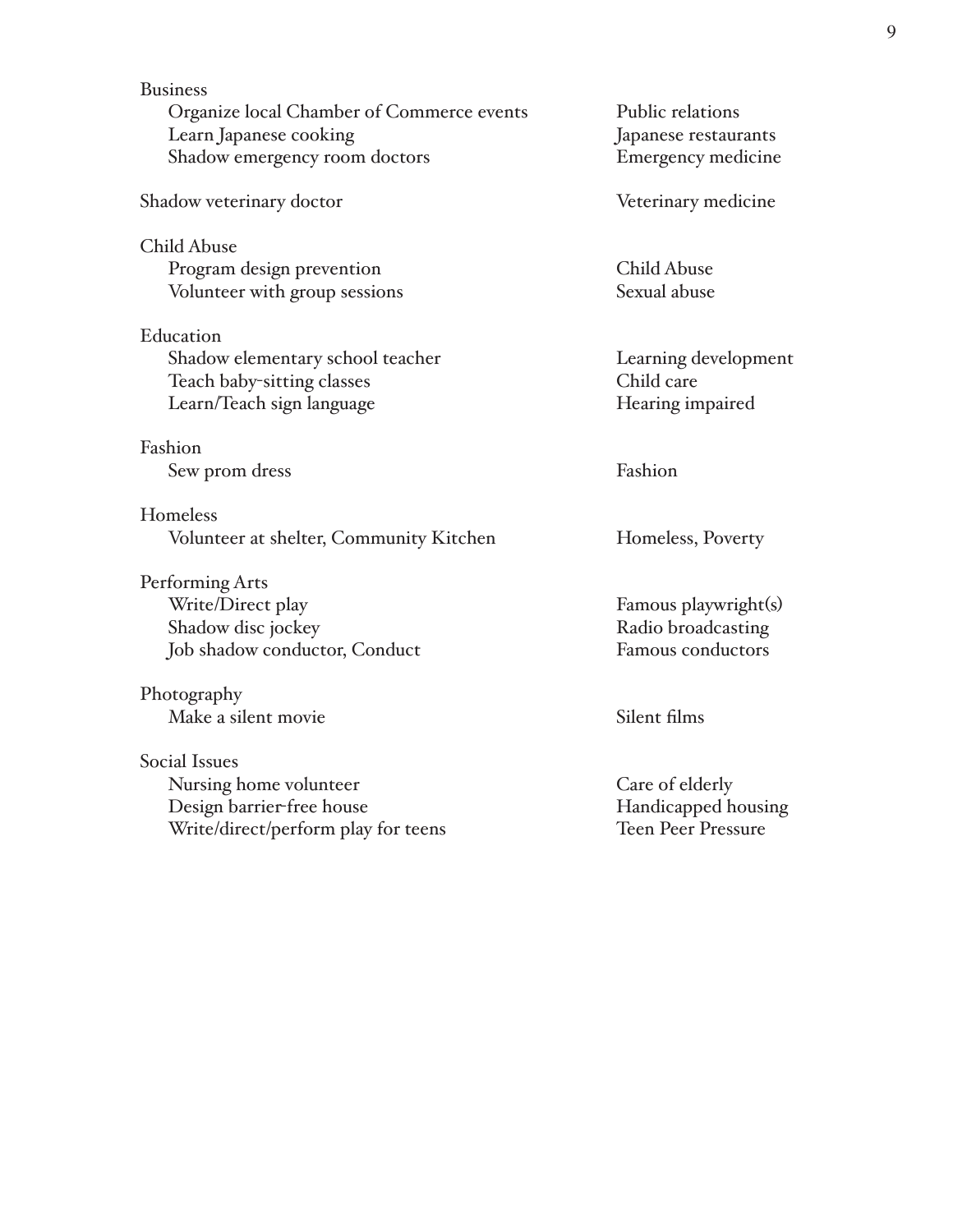| | |
|---|---|
| Business | |
| Organize local Chamber of Commerce events | Public relations |
| Learn Japanese cooking | Japanese restaurants |
| Shadow emergency room doctors | Emergency medicine |
| | |
| Shadow veterinary doctor | Veterinary medicine |
| | |
| Child Abuse | |
| Program design prevention | Child Abuse |
| Volunteer with group sessions | Sexual abuse |
| | |
| Education | |
| Shadow elementary school teacher | Learning development |
| Teach baby-sitting classes | Child care |
| Learn/Teach sign language | Hearing impaired |
| | |
| Fashion | |
| Sew prom dress | Fashion |
| | |
| Homeless | |
| Volunteer at shelter, Community Kitchen | Homeless, Poverty |
| | |
| Performing Arts | |
| Write/Direct play | Famous playwright(s) |
| Shadow disc jockey | Radio broadcasting |
| Job shadow conductor, Conduct | Famous conductors |
| | |
| Photography | |
| Make a silent movie | Silent films |
| | |
| Social Issues | |
| Nursing home volunteer | Care of elderly |
| Design barrier-free house | Handicapped housing |
| Write/direct/perform play for teens | Teen Peer Pressure |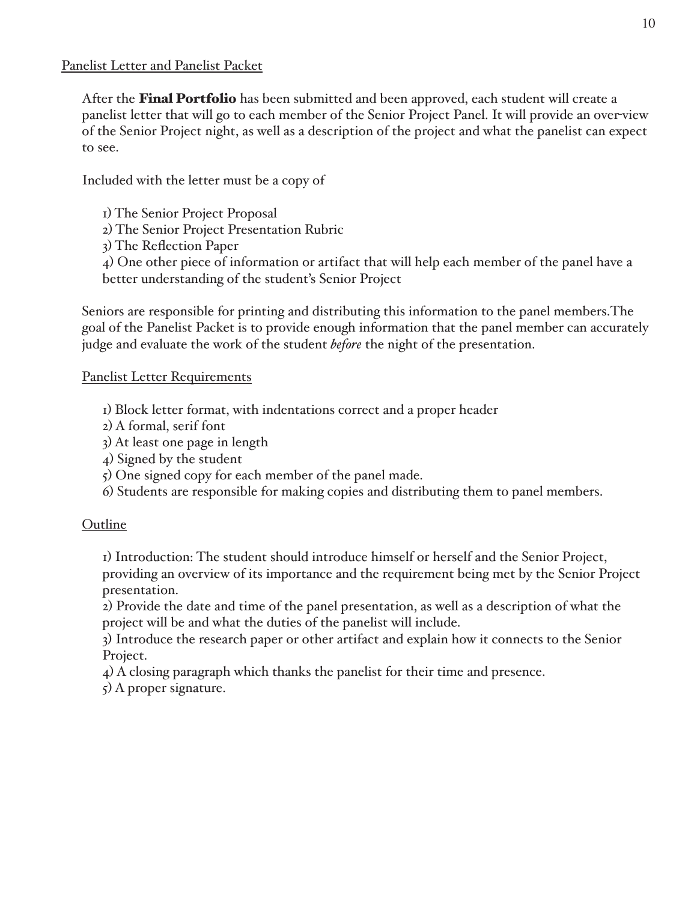## Panelist Letter and Panelist Packet

After the **Final Portfolio** has been submitted and been approved, each student will create a panelist letter that will go to each member of the Senior Project Panel. It will provide an over-view of the Senior Project night, as well as a description of the project and what the panelist can expect to see.

Included with the letter must be a copy of

1) The Senior Project Proposal
2) The Senior Project Presentation Rubric
3) The Reflection Paper
4) One other piece of information or artifact that will help each member of the panel have a better understanding of the student's Senior Project

Seniors are responsible for printing and distributing this information to the panel members.The goal of the Panelist Packet is to provide enough information that the panel member can accurately judge and evaluate the work of the student *before* the night of the presentation.

### Panelist Letter Requirements

1) Block letter format, with indentations correct and a proper header
2) A formal, serif font
3) At least one page in length
4) Signed by the student
5) One signed copy for each member of the panel made.
6) Students are responsible for making copies and distributing them to panel members.

### Outline

1) Introduction: The student should introduce himself or herself and the Senior Project, providing an overview of its importance and the requirement being met by the Senior Project presentation.
2) Provide the date and time of the panel presentation, as well as a description of what the project will be and what the duties of the panelist will include.
3) Introduce the research paper or other artifact and explain how it connects to the Senior Project.
4) A closing paragraph which thanks the panelist for their time and presence.
5) A proper signature.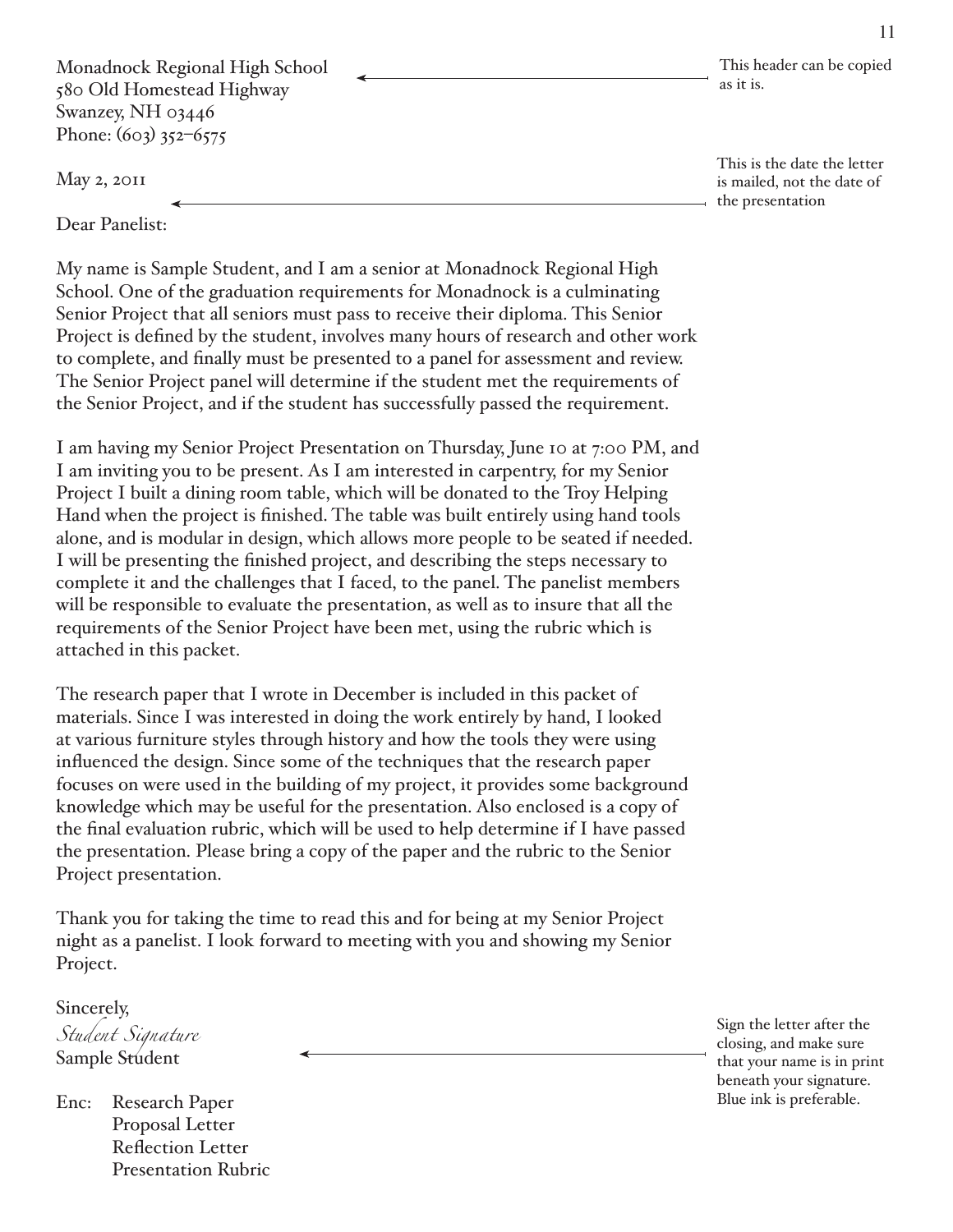Monadnock Regional High School
580 Old Homestead Highway
Swanzey, NH 03446
Phone: (603) 352–6575

This header can be copied as it is.

May 2, 2011

This is the date the letter is mailed, not the date of the presentation

Dear Panelist:

My name is Sample Student, and I am a senior at Monadnock Regional High School. One of the graduation requirements for Monadnock is a culminating Senior Project that all seniors must pass to receive their diploma. This Senior Project is defined by the student, involves many hours of research and other work to complete, and finally must be presented to a panel for assessment and review. The Senior Project panel will determine if the student met the requirements of the Senior Project, and if the student has successfully passed the requirement.

I am having my Senior Project Presentation on Thursday, June 10 at 7:00 PM, and I am inviting you to be present. As I am interested in carpentry, for my Senior Project I built a dining room table, which will be donated to the Troy Helping Hand when the project is finished. The table was built entirely using hand tools alone, and is modular in design, which allows more people to be seated if needed. I will be presenting the finished project, and describing the steps necessary to complete it and the challenges that I faced, to the panel. The panelist members will be responsible to evaluate the presentation, as well as to insure that all the requirements of the Senior Project have been met, using the rubric which is attached in this packet.

The research paper that I wrote in December is included in this packet of materials. Since I was interested in doing the work entirely by hand, I looked at various furniture styles through history and how the tools they were using influenced the design. Since some of the techniques that the research paper focuses on were used in the building of my project, it provides some background knowledge which may be useful for the presentation. Also enclosed is a copy of the final evaluation rubric, which will be used to help determine if I have passed the presentation. Please bring a copy of the paper and the rubric to the Senior Project presentation.

Thank you for taking the time to read this and for being at my Senior Project night as a panelist. I look forward to meeting with you and showing my Senior Project.

Sincerely,
*Student Signature*
Sample Student

Sign the letter after the closing, and make sure that your name is in print beneath your signature. Blue ink is preferable.

Enc: Research Paper
Proposal Letter
Reflection Letter
Presentation Rubric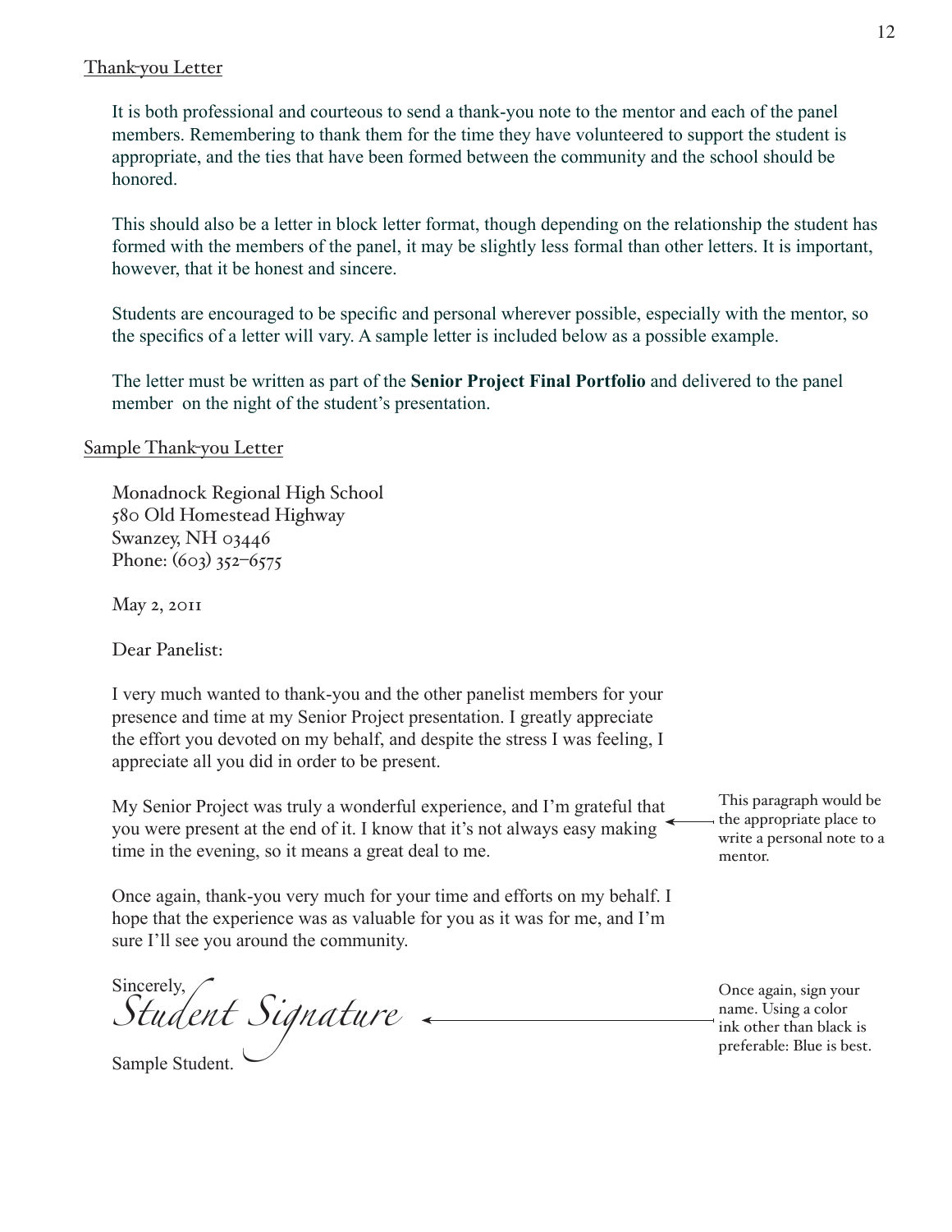## Thank-you Letter

It is both professional and courteous to send a thank-you note to the mentor and each of the panel members. Remembering to thank them for the time they have volunteered to support the student is appropriate, and the ties that have been formed between the community and the school should be honored.

This should also be a letter in block letter format, though depending on the relationship the student has formed with the members of the panel, it may be slightly less formal than other letters. It is important, however, that it be honest and sincere.

Students are encouraged to be specific and personal wherever possible, especially with the mentor, so the specifics of a letter will vary. A sample letter is included below as a possible example.

The letter must be written as part of the **Senior Project Final Portfolio** and delivered to the panel member on the night of the student's presentation.

## Sample Thank-you Letter

Monadnock Regional High School
580 Old Homestead Highway
Swanzey, NH 03446
Phone: (603) 352-6575

May 2, 2011

Dear Panelist:

I very much wanted to thank-you and the other panelist members for your presence and time at my Senior Project presentation. I greatly appreciate the effort you devoted on my behalf, and despite the stress I was feeling, I appreciate all you did in order to be present.

My Senior Project was truly a wonderful experience, and I'm grateful that you were present at the end of it. I know that it's not always easy making time in the evening, so it means a great deal to me.

This paragraph would be the appropriate place to write a personal note to a mentor.

Once again, thank-you very much for your time and efforts on my behalf. I hope that the experience was as valuable for you as it was for me, and I'm sure I'll see you around the community.

Sincerely,
*Student Signature*

Sample Student.

Once again, sign your name. Using a color ink other than black is preferable: Blue is best.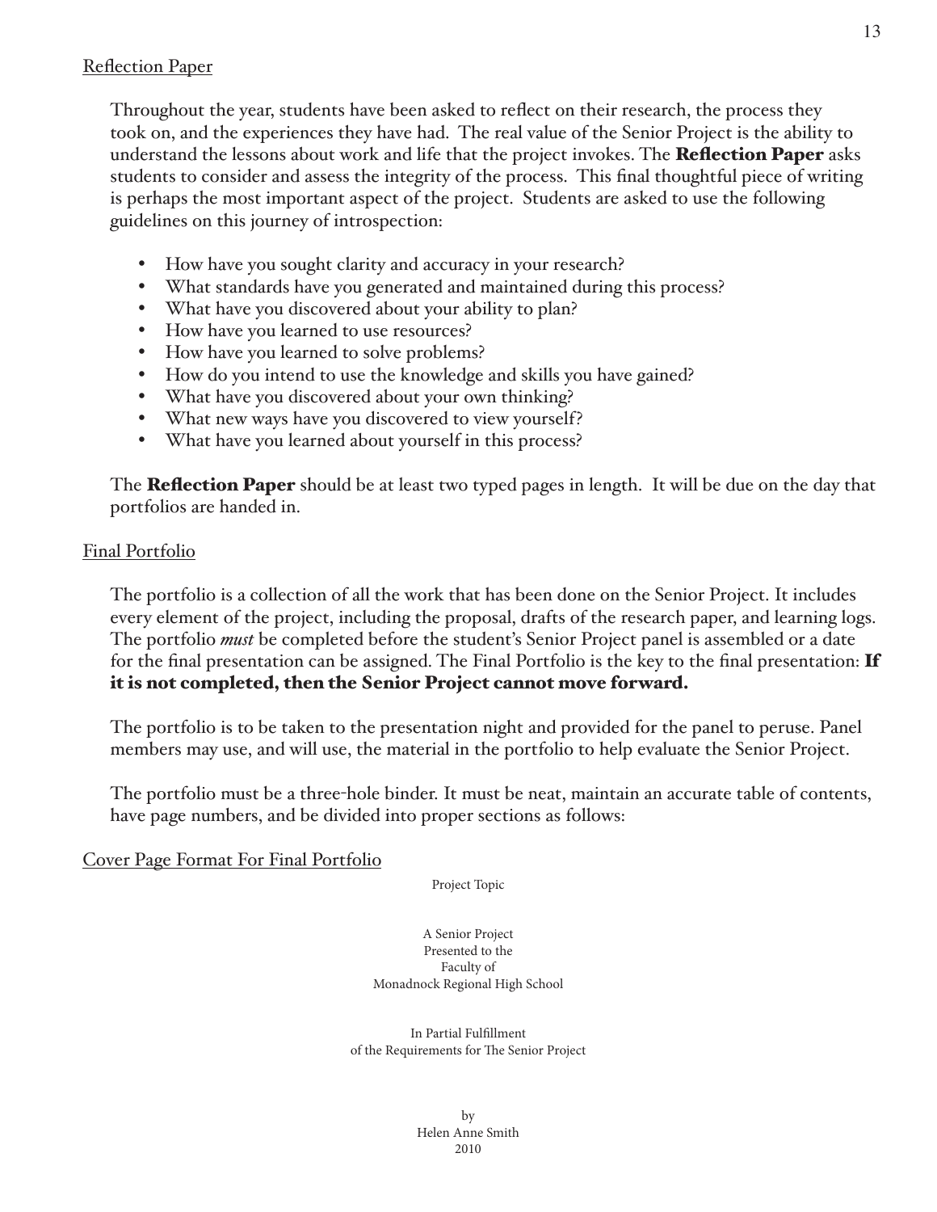## Reflection Paper

Throughout the year, students have been asked to reflect on their research, the process they took on, and the experiences they have had. The real value of the Senior Project is the ability to understand the lessons about work and life that the project invokes. The **Reflection Paper** asks students to consider and assess the integrity of the process. This final thoughtful piece of writing is perhaps the most important aspect of the project. Students are asked to use the following guidelines on this journey of introspection:

- How have you sought clarity and accuracy in your research?
- What standards have you generated and maintained during this process?
- What have you discovered about your ability to plan?
- How have you learned to use resources?
- How have you learned to solve problems?
- How do you intend to use the knowledge and skills you have gained?
- What have you discovered about your own thinking?
- What new ways have you discovered to view yourself?
- What have you learned about yourself in this process?

The **Reflection Paper** should be at least two typed pages in length. It will be due on the day that portfolios are handed in.

## Final Portfolio

The portfolio is a collection of all the work that has been done on the Senior Project. It includes every element of the project, including the proposal, drafts of the research paper, and learning logs. The portfolio *must* be completed before the student's Senior Project panel is assembled or a date for the final presentation can be assigned. The Final Portfolio is the key to the final presentation: **If it is not completed, then the Senior Project cannot move forward.**

The portfolio is to be taken to the presentation night and provided for the panel to peruse. Panel members may use, and will use, the material in the portfolio to help evaluate the Senior Project.

The portfolio must be a three-hole binder. It must be neat, maintain an accurate table of contents, have page numbers, and be divided into proper sections as follows:

## Cover Page Format For Final Portfolio

Project Topic

A Senior Project
Presented to the
Faculty of
Monadnock Regional High School

In Partial Fulfillment
of the Requirements for The Senior Project

by
Helen Anne Smith
2010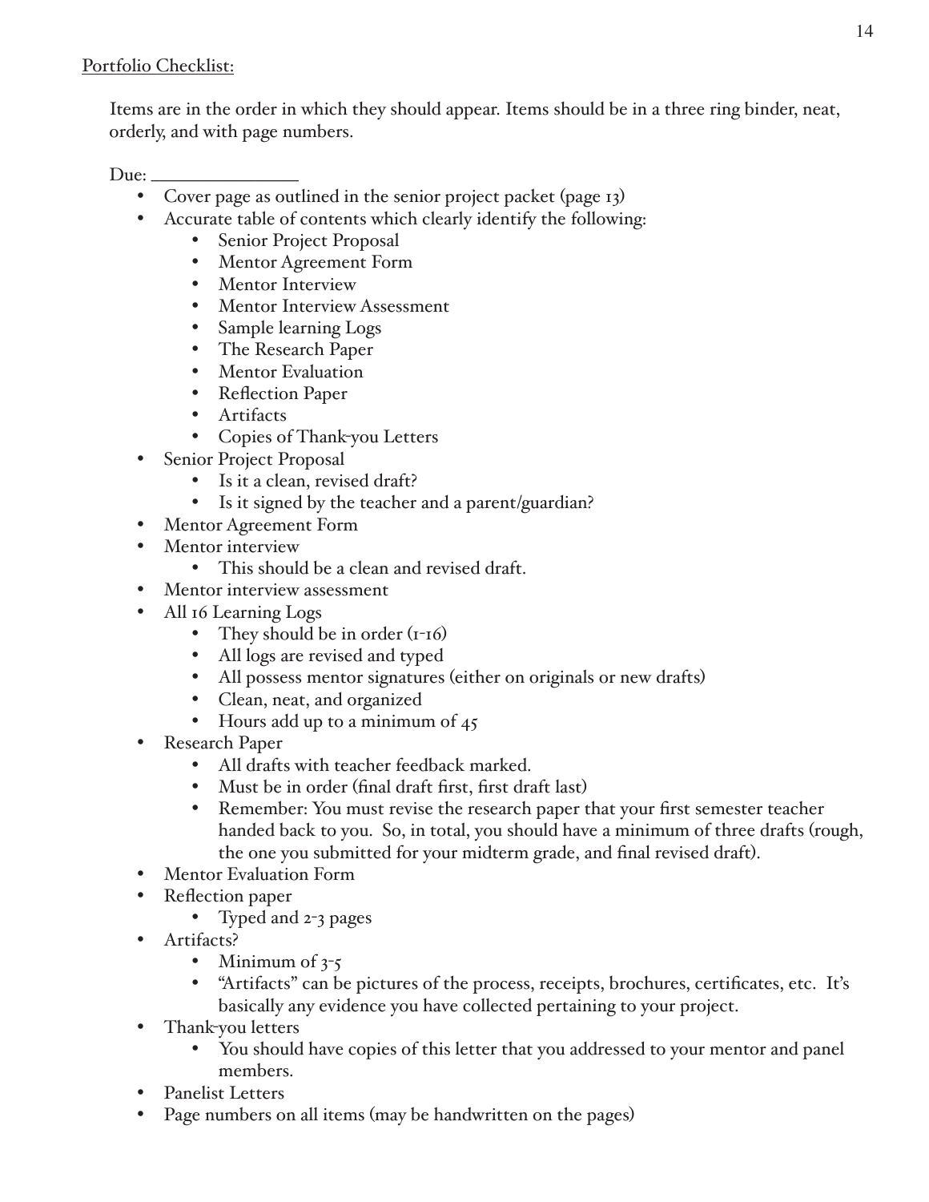Portfolio Checklist:

Items are in the order in which they should appear. Items should be in a three ring binder, neat, orderly, and with page numbers.

Due: _______________

- Cover page as outlined in the senior project packet (page 13)
- Accurate table of contents which clearly identify the following:
  - Senior Project Proposal
  - Mentor Agreement Form
  - Mentor Interview
  - Mentor Interview Assessment
  - Sample learning Logs
  - The Research Paper
  - Mentor Evaluation
  - Reflection Paper
  - Artifacts
  - Copies of Thank-you Letters
- Senior Project Proposal
  - Is it a clean, revised draft?
  - Is it signed by the teacher and a parent/guardian?
- Mentor Agreement Form
- Mentor interview
  - This should be a clean and revised draft.
- Mentor interview assessment
- All 16 Learning Logs
  - They should be in order (1-16)
  - All logs are revised and typed
  - All possess mentor signatures (either on originals or new drafts)
  - Clean, neat, and organized
  - Hours add up to a minimum of 45
- Research Paper
  - All drafts with teacher feedback marked.
  - Must be in order (final draft first, first draft last)
  - Remember: You must revise the research paper that your first semester teacher handed back to you. So, in total, you should have a minimum of three drafts (rough, the one you submitted for your midterm grade, and final revised draft).
- Mentor Evaluation Form
- Reflection paper
  - Typed and 2-3 pages
- Artifacts?
  - Minimum of 3-5
  - "Artifacts" can be pictures of the process, receipts, brochures, certificates, etc. It's basically any evidence you have collected pertaining to your project.
- Thank-you letters
  - You should have copies of this letter that you addressed to your mentor and panel members.
- Panelist Letters
- Page numbers on all items (may be handwritten on the pages)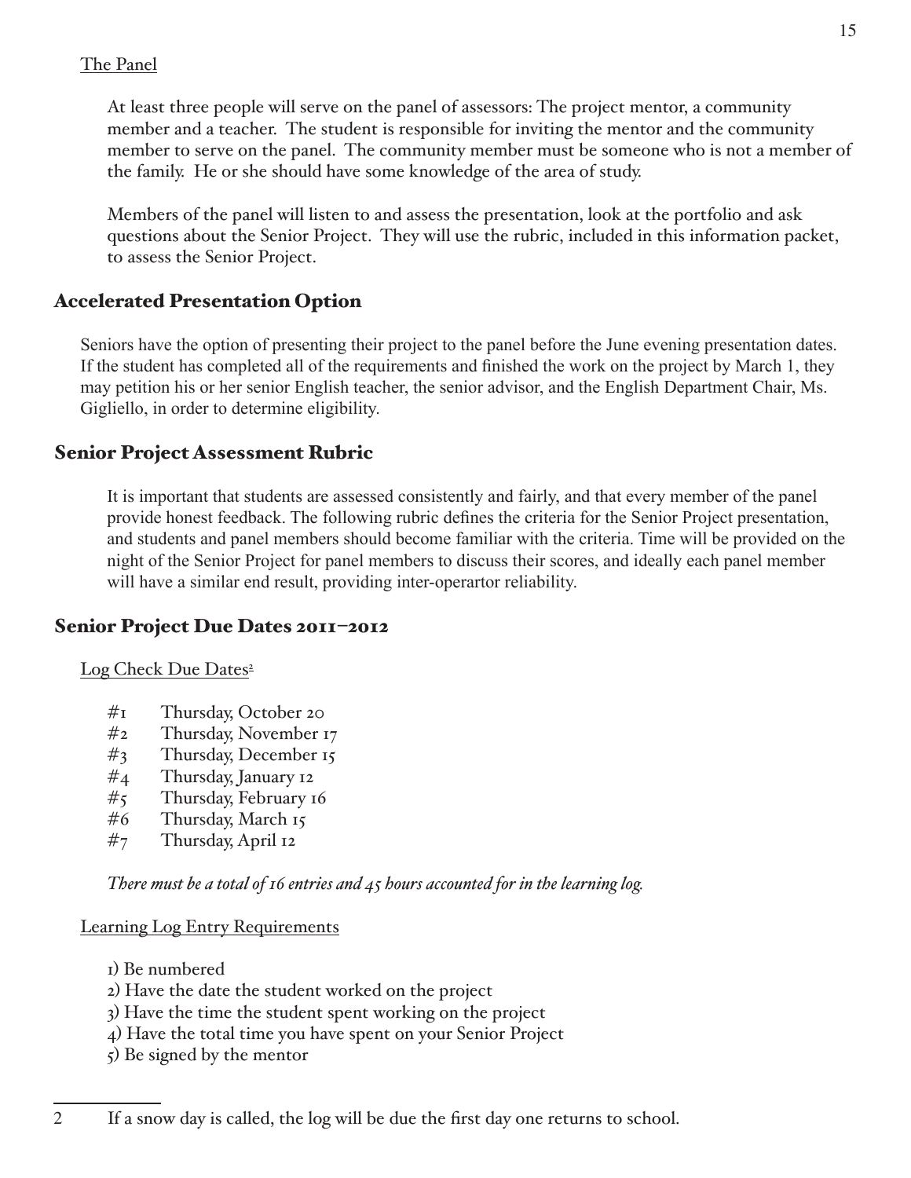The Panel

At least three people will serve on the panel of assessors: The project mentor, a community member and a teacher. The student is responsible for inviting the mentor and the community member to serve on the panel. The community member must be someone who is not a member of the family. He or she should have some knowledge of the area of study.

Members of the panel will listen to and assess the presentation, look at the portfolio and ask questions about the Senior Project. They will use the rubric, included in this information packet, to assess the Senior Project.

## Accelerated Presentation Option

Seniors have the option of presenting their project to the panel before the June evening presentation dates. If the student has completed all of the requirements and finished the work on the project by March 1, they may petition his or her senior English teacher, the senior advisor, and the English Department Chair, Ms. Gigliello, in order to determine eligibility.

## Senior Project Assessment Rubric

It is important that students are assessed consistently and fairly, and that every member of the panel provide honest feedback. The following rubric defines the criteria for the Senior Project presentation, and students and panel members should become familiar with the criteria. Time will be provided on the night of the Senior Project for panel members to discuss their scores, and ideally each panel member will have a similar end result, providing inter-operartor reliability.

## Senior Project Due Dates 2011–2012

Log Check Due Dates[2]

- #1 Thursday, October 20
- #2 Thursday, November 17
- #3 Thursday, December 15
- #4 Thursday, January 12
- #5 Thursday, February 16
- #6 Thursday, March 15
- #7 Thursday, April 12

*There must be a total of 16 entries and 45 hours accounted for in the learning log.*

Learning Log Entry Requirements

1) Be numbered
2) Have the date the student worked on the project
3) Have the time the student spent working on the project
4) Have the total time you have spent on your Senior Project
5) Be signed by the mentor

---

2 If a snow day is called, the log will be due the first day one returns to school.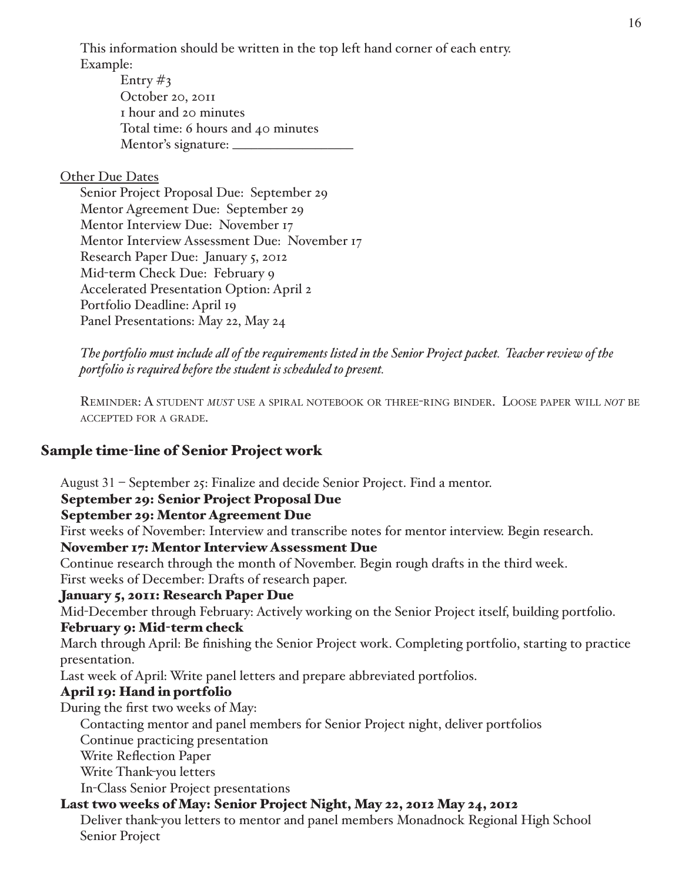This information should be written in the top left hand corner of each entry.
Example:

Entry #3
October 20, 2011
1 hour and 20 minutes
Total time: 6 hours and 40 minutes
Mentor's signature: \_\_\_\_\_\_\_\_\_\_\_\_\_\_\_\_

Other Due Dates

Senior Project Proposal Due: September 29
Mentor Agreement Due: September 29
Mentor Interview Due: November 17
Mentor Interview Assessment Due: November 17
Research Paper Due: January 5, 2012
Mid-term Check Due: February 9
Accelerated Presentation Option: April 2
Portfolio Deadline: April 19
Panel Presentations: May 22, May 24

*The portfolio must include all of the requirements listed in the Senior Project packet. Teacher review of the portfolio is required before the student is scheduled to present.*

REMINDER: A STUDENT *MUST* USE A SPIRAL NOTEBOOK OR THREE-RING BINDER. LOOSE PAPER WILL *NOT* BE ACCEPTED FOR A GRADE.

## Sample time-line of Senior Project work

August 31 – September 25: Finalize and decide Senior Project. Find a mentor.
**September 29: Senior Project Proposal Due**
**September 29: Mentor Agreement Due**
First weeks of November: Interview and transcribe notes for mentor interview. Begin research.
**November 17: Mentor Interview Assessment Due**
Continue research through the month of November. Begin rough drafts in the third week.
First weeks of December: Drafts of research paper.
**January 5, 2011: Research Paper Due**
Mid-December through February: Actively working on the Senior Project itself, building portfolio.
**February 9: Mid-term check**
March through April: Be finishing the Senior Project work. Completing portfolio, starting to practice presentation.
Last week of April: Write panel letters and prepare abbreviated portfolios.
**April 19: Hand in portfolio**
During the first two weeks of May:

Contacting mentor and panel members for Senior Project night, deliver portfolios
Continue practicing presentation
Write Reflection Paper
Write Thank-you letters
In-Class Senior Project presentations

**Last two weeks of May: Senior Project Night, May 22, 2012 May 24, 2012**

Deliver thank-you letters to mentor and panel members Monadnock Regional High School Senior Project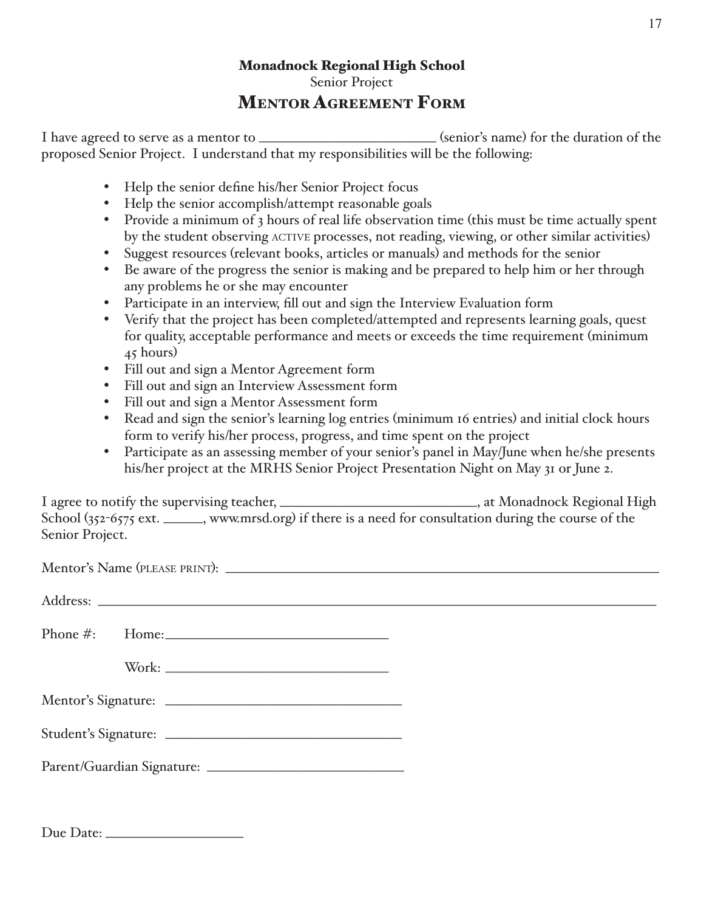**Monadnock Regional High School**

Senior Project

# Mentor Agreement Form

I have agreed to serve as a mentor to ________________________ (senior's name) for the duration of the proposed Senior Project. I understand that my responsibilities will be the following:

- Help the senior define his/her Senior Project focus
- Help the senior accomplish/attempt reasonable goals
- Provide a minimum of 3 hours of real life observation time (this must be time actually spent by the student observing ACTIVE processes, not reading, viewing, or other similar activities)
- Suggest resources (relevant books, articles or manuals) and methods for the senior
- Be aware of the progress the senior is making and be prepared to help him or her through any problems he or she may encounter
- Participate in an interview, fill out and sign the Interview Evaluation form
- Verify that the project has been completed/attempted and represents learning goals, quest for quality, acceptable performance and meets or exceeds the time requirement (minimum 45 hours)
- Fill out and sign a Mentor Agreement form
- Fill out and sign an Interview Assessment form
- Fill out and sign a Mentor Assessment form
- Read and sign the senior's learning log entries (minimum 16 entries) and initial clock hours form to verify his/her process, progress, and time spent on the project
- Participate as an assessing member of your senior's panel in May/June when he/she presents his/her project at the MRHS Senior Project Presentation Night on May 31 or June 2.

I agree to notify the supervising teacher, ___________________________, at Monadnock Regional High School (352-6575 ext. _____, www.mrsd.org) if there is a need for consultation during the course of the Senior Project.

Mentor's Name (PLEASE PRINT): ______________________________________________________________

Address: ______________________________________________________________________________

Phone #: Home: ________________________________

Work: ________________________________

Mentor's Signature: ________________________________

Student's Signature: ________________________________

Parent/Guardian Signature: ___________________________

Due Date: __________________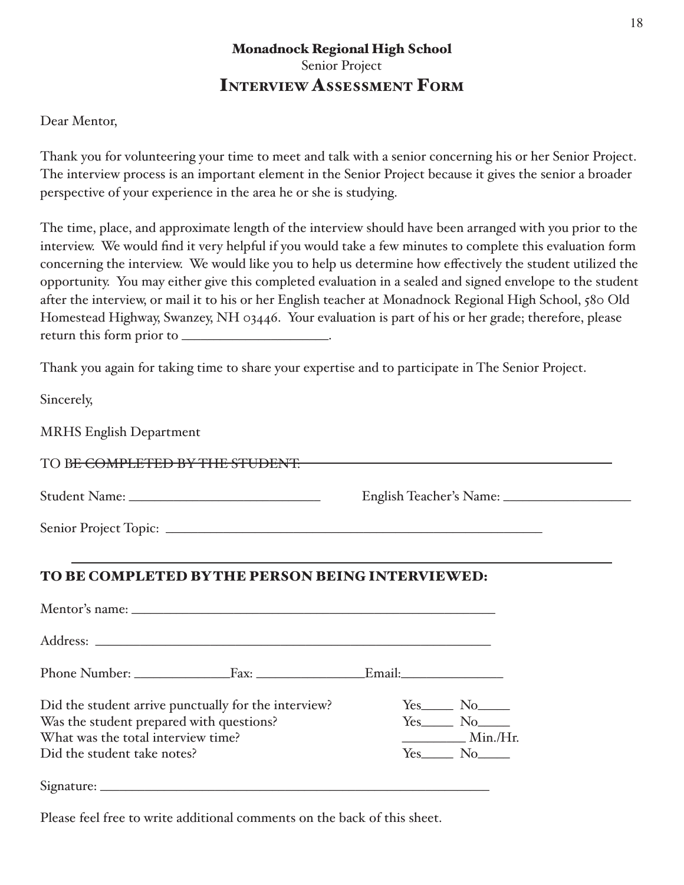**Monadnock Regional High School**

Senior Project

# Interview Assessment Form

Dear Mentor,

Thank you for volunteering your time to meet and talk with a senior concerning his or her Senior Project. The interview process is an important element in the Senior Project because it gives the senior a broader perspective of your experience in the area he or she is studying.

The time, place, and approximate length of the interview should have been arranged with you prior to the interview. We would find it very helpful if you would take a few minutes to complete this evaluation form concerning the interview. We would like you to help us determine how effectively the student utilized the opportunity. You may either give this completed evaluation in a sealed and signed envelope to the student after the interview, or mail it to his or her English teacher at Monadnock Regional High School, 580 Old Homestead Highway, Swanzey, NH 03446. Your evaluation is part of his or her grade; therefore, please return this form prior to ____________________.

Thank you again for taking time to share your expertise and to participate in The Senior Project.

Sincerely,

MRHS English Department

TO BE COMPLETED BY THE STUDENT:

Student Name: ____________________________ English Teacher's Name: __________________

Senior Project Topic: ________________________________________________________

---

**TO BE COMPLETED BY THE PERSON BEING INTERVIEWED:**

Mentor's name: ____________________________________________________

Address: _________________________________________________________

Phone Number: ______________Fax: ________________Email:_______________

Did the student arrive punctually for the interview? Yes_____ No_____

Was the student prepared with questions? Yes_____ No_____

What was the total interview time? _________ Min./Hr.

Did the student take notes? Yes_____ No_____

Signature: ________________________________________________________

Please feel free to write additional comments on the back of this sheet.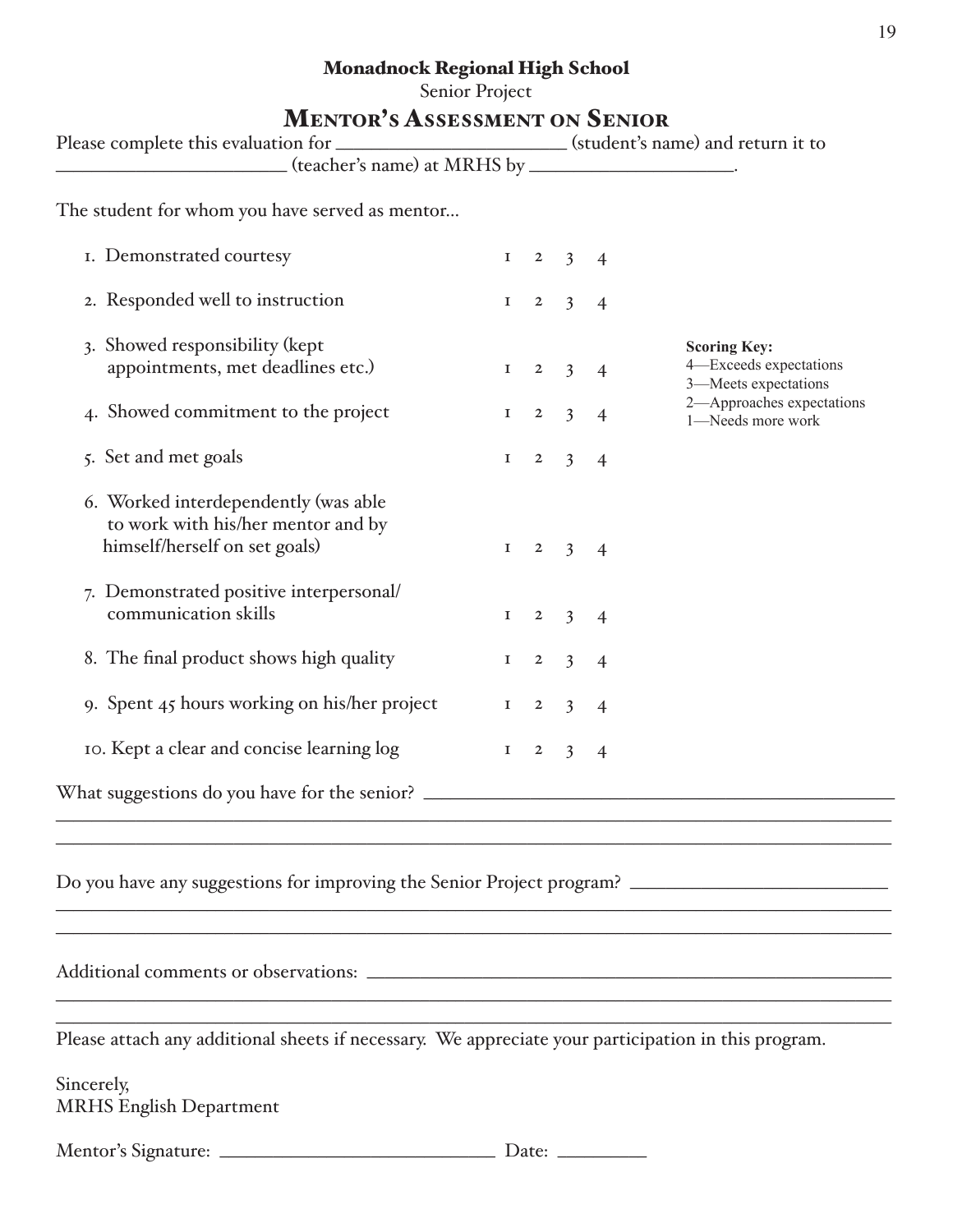**Monadnock Regional High School**

Senior Project

# Mentor's Assessment on Senior

Please complete this evaluation for ______________________ (student's name) and return it to ______________________ (teacher's name) at MRHS by ____________________.

The student for whom you have served as mentor...

| | | | | |
|---|---|---|---|---|
| 1. Demonstrated courtesy | 1 | 2 | 3 | 4 |
| 2. Responded well to instruction | 1 | 2 | 3 | 4 |
| 3. Showed responsibility (kept appointments, met deadlines etc.) | 1 | 2 | 3 | 4 |
| 4. Showed commitment to the project | 1 | 2 | 3 | 4 |
| 5. Set and met goals | 1 | 2 | 3 | 4 |
| 6. Worked interdependently (was able to work with his/her mentor and by himself/herself on set goals) | 1 | 2 | 3 | 4 |
| 7. Demonstrated positive interpersonal/ communication skills | 1 | 2 | 3 | 4 |
| 8. The final product shows high quality | 1 | 2 | 3 | 4 |
| 9. Spent 45 hours working on his/her project | 1 | 2 | 3 | 4 |
| 10. Kept a clear and concise learning log | 1 | 2 | 3 | 4 |

**Scoring Key:**
4—Exceeds expectations
3—Meets expectations
2—Approaches expectations
1—Needs more work

What suggestions do you have for the senior? ________________________________________________

________________________________________________________________________________

________________________________________________________________________________

Do you have any suggestions for improving the Senior Project program? ________________________

________________________________________________________________________________

________________________________________________________________________________

Additional comments or observations: ________________________________________________

________________________________________________________________________________

________________________________________________________________________________

Please attach any additional sheets if necessary. We appreciate your participation in this program.

Sincerely,
MRHS English Department

Mentor's Signature: ____________________________ Date: __________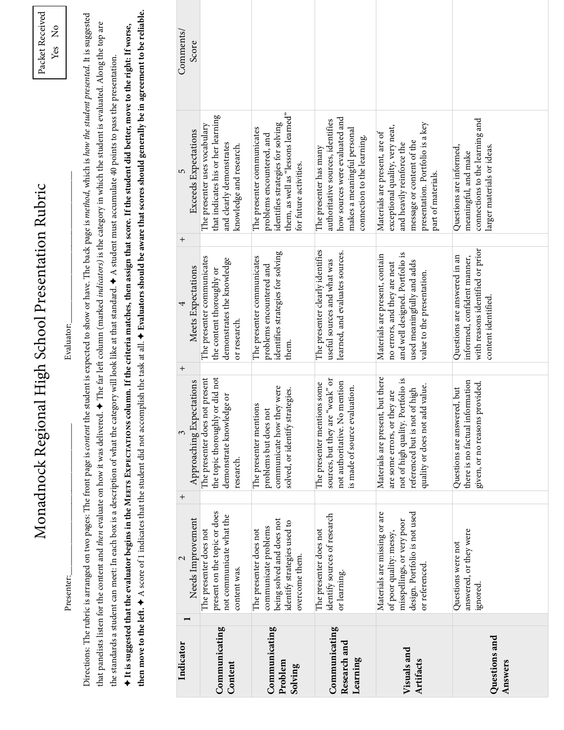# Monadnock Regional High School Presentation Rubric

Packet Received Yes No

Presenter:________________________ Evaluator:________________________

Directions: The rubric is arranged on two pages: The front page is *content* the student is expected to show or have. The back page is *method*, which is *how the student presented*. It is suggested that panelists listen for the content and *then* evaluate on how it was delivered. ✦ The far left column (marked *indicators*) is the category in which the student is evaluated. Along the top are the standards a student can meet: In each box is a description of what the category will look like at that standard. ✦ A student must accumulate 40 points to pass the presentation. **✦ It is suggested that the evaluator begins in the MEETS EXPECTATIONS column. If the criteria matches, then assign that score. If the student did better, move to the right: If worse, then move to the left.** ✦ A score of 1 indicates that the student did not accomplish the task at all. **✦ Evaluators should be aware that scores should generally be in agreement to be reliable.**

| Indicator | 1 | 2<br>Needs Improvement | + | 3<br>Approaching Expectations | + | 4<br>Meets Expectations | + | 5<br>Exceeds Expectations | Comments/ Score |
|---|---|---|---|---|---|---|---|---|---|
| **Communicating Content** | | The presenter does not present on the topic or does not communicate what the content was. | | The presenter does not present the topic thoroughly or did not demonstrate knowledge or research. | | The presenter communicates the content thoroughly or demonstrates the knowledge or research. | | The presenter uses vocabulary that indicates his or her learning and clearly demonstrates knowledge and research. | |
| **Communicating Problem Solving** | | The presenter does not communicate problems being solved and does not identify strategies used to overcome them. | | The presenter mentions problems but does not communicate how they were solved, or identify strategies. | | The presenter communicates problems encountered and identifies strategies for solving them. | | The presenter communicates problems encountered, and identifies strategies for solving them, as well as "lessons learned" for future activities. | |
| **Communicating Research and Learning** | | The presenter does not identify sources of research or learning. | | The presenter mentions some sources, but they are "weak" or not authoritative. No mention is made of source evaluation. | | The presenter clearly identifies useful sources and what was learned, and evaluates sources. | | The presenter has many authoritative sources, identifies how sources were evaluated and makes a meaningful personal connection to the learning. | |
| **Visuals and Artifacts** | | Materials are missing or are of poor quality: messy, misspellings, or very poor design. Portfolio is not used or referenced. | | Materials are present, but there are some errors, or they are not of high quality. Portfolio is referenced but is not of high quality or does not add value. | | Materials are present, contain no errors, and they are neat and well designed. Portfolio is used meaningfully and adds value to the presentation. | | Materials are present, are of exceptional quality, very neat, and heavily reinforce the message or content of the presentation. Portfolio is a key part of materials. | |
| **Questions and Answers** | | Questions were not answered, or they were ignored. | | Questions are answered, but there is no factual information given, or no reasons provided. | | Questions are answered in an informed, confident manner, with reasons identified or prior content identified. | | Questions are informed, meaningful, and make connections to the learning and larger materials or ideas. | |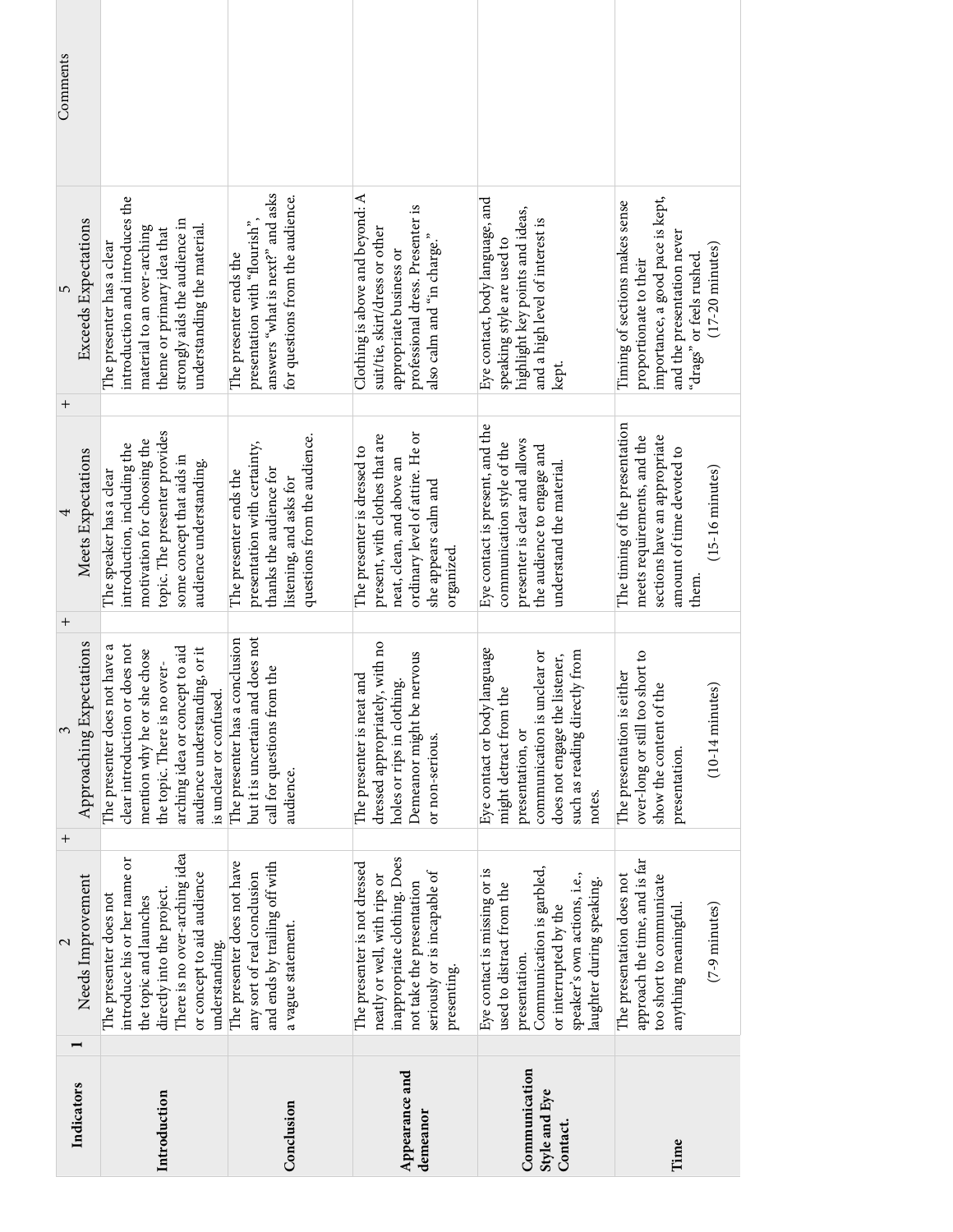| Indicators | 1 | 2<br>Needs Improvement | + | 3<br>Approaching Expectations | + | 4<br>Meets Expectations | + | 5<br>Exceeds Expectations | Comments |
|---|---|---|---|---|---|---|---|---|---|
| **Introduction** | | The presenter does not introduce his or her name or the topic and launches directly into the project. There is no over-arching idea or concept to aid audience understanding. | | The presenter does not have a clear introduction or does not mention why he or she chose the topic. There is no over-arching idea or concept to aid audience understanding, or it is unclear or confused. | | The speaker has a clear introduction, including the motivation for choosing the topic. The presenter provides some concept that aids in audience understanding. | | The presenter has a clear introduction and introduces the material to an over-arching theme or primary idea that strongly aids the audience in understanding the material. | |
| **Conclusion** | | The presenter does not have any sort of real conclusion and ends by trailing off with a vague statement. | | The presenter has a conclusion but it is uncertain and does not call for questions from the audience. | | The presenter ends the presentation with certainty, thanks the audience for listening, and asks for questions from the audience. | | The presenter ends the presentation with "flourish", answers "what is next?" and asks for questions from the audience. | |
| **Appearance and demeanor** | | The presenter is not dressed neatly or well, with rips or inappropriate clothing. Does not take the presentation seriously or is incapable of presenting. | | The presenter is neat and dressed appropriately, with no holes or rips in clothing. Demeanor might be nervous or non-serious. | | The presenter is dressed to present, with clothes that are neat, clean, and above an ordinary level of attire. He or she appears calm and organized. | | Clothing is above and beyond: A suit/tie, skirt/dress or other appropriate business or professional dress. Presenter is also calm and "in charge." | |
| **Communication Style and Eye Contact.** | | Eye contact is missing or is used to distract from the presentation. Communication is garbled, or interrupted by the speaker's own actions, i.e., laughter during speaking. | | Eye contact or body language might detract from the presentation, or communication is unclear or does not engage the listener, such as reading directly from notes. | | Eye contact is present, and the communication style of the presenter is clear and allows the audience to engage and understand the material. | | Eye contact, body language, and speaking style are used to highlight key points and ideas, and a high level of interest is kept. | |
| **Time** | | The presentation does not approach the time, and is far too short to communicate anything meaningful.<br><br>(7-9 minutes) | | The presentation is either over-long or still too short to show the content of the presentation.<br><br>(10-14 minutes) | | The timing of the presentation meets requirements, and the sections have an appropriate amount of time devoted to them.<br><br>(15-16 minutes) | | Timing of sections makes sense proportionate to their importance, a good pace is kept, and the presentation never "drags" or feels rushed.<br>(17-20 minutes) | |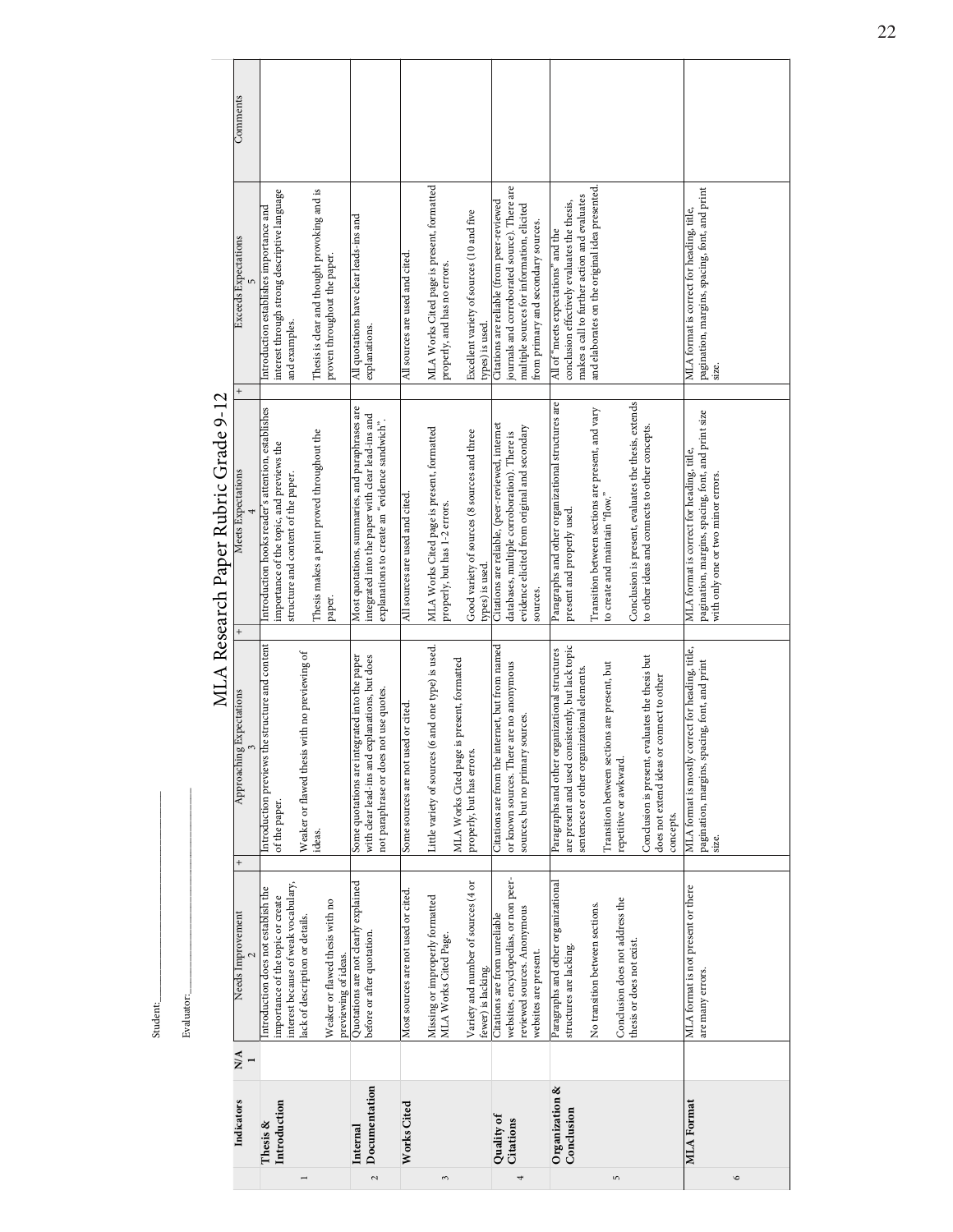# MLA Research Paper Rubric Grade 9-12

Student:\_\_\_\_\_\_\_\_\_\_\_\_\_\_\_\_\_\_\_\_\_\_\_\_\_\_\_\_

Evaluator:\_\_\_\_\_\_\_\_\_\_\_\_\_\_\_\_\_\_\_\_\_\_\_\_\_\_\_\_

| | Indicators | N/A 1 | Needs Improvement 2 | + | Approaching Expectations 3 | + | Meets Expectations 4 | + | Exceeds Expectations 5 | Comments |
|---|---|---|---|---|---|---|---|---|---|---|
| 1 | **Thesis & Introduction** | | Introduction does not establish the importance of the topic or create interest because of weak vocabulary, lack of description or details.<br><br>Weaker or flawed thesis with no previewing of ideas. | | Introduction previews the structure and content of the paper.<br><br>Weaker or flawed thesis with no previewing of ideas. | | Introduction hooks reader's attention, establishes importance of the topic, and previews the structure and content of the paper.<br><br>Thesis makes a point proved throughout the paper. | | Introduction establishes importance and interest through strong descriptive language and examples.<br><br>Thesis is clear and thought provoking and is proven throughout the paper. | |
| 2 | **Internal Documentation** | | Quotations are not clearly explained before or after quotation. | | Some quotations are integrated into the paper with clear lead-ins and explanations, but does not paraphrase or does not use quotes. | | Most quotations, summaries, and paraphrases are integrated into the paper with clear lead-ins and explanations to create an "evidence sandwich". | | All quotations have clear leads-ins and explanations. | |
| 3 | **Works Cited** | | Most sources are not used or cited.<br><br>Missing or improperly formatted MLA Works Cited Page.<br><br>Variety and number of sources (4 or fewer) is lacking. | | Some sources are not used or cited.<br><br>Little variety of sources (6 and one type) is used.<br><br>MLA Works Cited page is present, formatted properly, but has errors. | | All sources are used and cited.<br><br>MLA Works Cited page is present, formatted properly, but has 1-2 errors.<br><br>Good variety of sources (8 sources and three types) is used. | | All sources are used and cited.<br><br>MLA Works Cited page is present, formatted properly, and has no errors.<br><br>Excellent variety of sources (10 and five types) is used. | |
| 4 | **Quality of Citations** | | Citations are from unreliable websites, encyclopedias, or non peer-reviewed sources. Anonymous websites are present. | | Citations are from the internet, but from named or known sources. There are no anonymous sources, but no primary sources. | | Citations are reliable, (peer-reviewed, internet databases, multiple corroboration). There is evidence elicited from original and secondary sources. | | Citations are reliable (from peer-reviewed journals and corroborated source). There are multiple sources for information, elicited from primary and secondary sources. | |
| 5 | **Organization & Conclusion** | | Paragraphs and other organizational structures are lacking.<br><br>No transition between sections.<br><br>Conclusion does not address the thesis or does not exist. | | Paragraphs and other organizational structures are present and used consistently, but lack topic sentences or other organizational elements.<br><br>Transition between sections are present, but repetitive or awkward.<br><br>Conclusion is present, evaluates the thesis but does not extend ideas or connect to other concepts. | | Paragraphs and other organizational structures are present and properly used.<br><br>Transition between sections are present, and vary to create and maintain "flow."<br><br>Conclusion is present, evaluates the thesis, extends to other ideas and connects to other concepts. | | All of "meets expectations" and the conclusion effectively evaluates the thesis, makes a call to further action and evaluates and elaborates on the original idea presented. | |
| 6 | **MLA Format** | | MLA format is not present or there are many errors. | | MLA format is mostly correct for heading, title, pagination, margins, spacing, font, and print size. | | MLA format is correct for heading, title, pagination, margins, spacing, font, and print size with only one or two minor errors. | | MLA format is correct for heading, title, pagination, margins, spacing, font, and print size. | |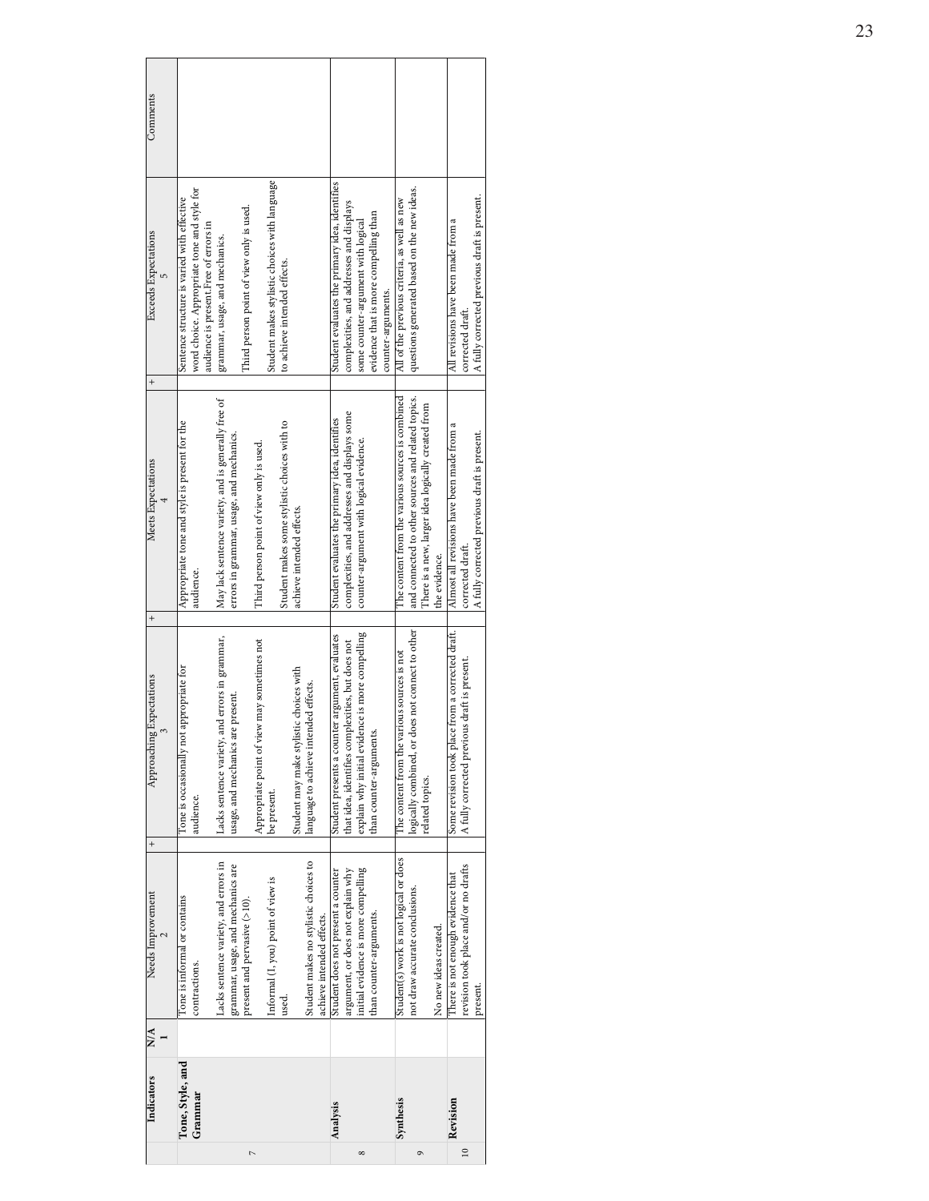| | Indicators | N/A 1 | Needs Improvement 2 | + | Approaching Expectations 3 | + | Meets Expectations 4 | + | Exceeds Expectations 5 | Comments |
|---|---|---|---|---|---|---|---|---|---|---|
| 7 | **Tone, Style, and Grammar** | | Tone is informal or contains contractions.<br><br>Lacks sentence variety, and errors in grammar, usage, and mechanics are present and pervasive (>10).<br><br>Informal (I, you) point of view is used.<br><br>Student makes no stylistic choices to achieve intended effects. | | Tone is occasionally not appropriate for audience.<br><br>Lacks sentence variety, and errors in grammar, usage, and mechanics are present.<br><br>Appropriate point of view may sometimes not be present.<br><br>Student may make stylistic choices with language to achieve intended effects. | | Appropriate tone and style is present for the audience.<br><br>May lack sentence variety, and is generally free of errors in grammar, usage, and mechanics.<br><br>Third person point of view only is used.<br><br>Student makes some stylistic choices with to achieve intended effects. | | Sentence structure is varied with effective word choice. Appropriate tone and style for audience is present.Free of errors in grammar, usage, and mechanics.<br><br>Third person point of view only is used.<br><br>Student makes stylistic choices with language to achieve intended effects. | |
| 8 | **Analysis** | | Student does not present a counter argument, or does not explain why initial evidence is more compelling than counter-arguments. | | Student presents a counter argument, evaluates that idea, identifies complexities, but does not explain why initial evidence is more compelling than counter-arguments. | | Student evaluates the primary idea, identifies complexities, and addresses and displays some counter-argument with logical evidence. | | Student evaluates the primary idea, identifies complexities, and addresses and displays some counter-argument with logical evidence that is more compelling than counter-arguments. | |
| 9 | **Synthesis** | | Student(s) work is not logical or does not draw accurate conclusions.<br><br>No new ideas created. | | The content from the various sources is not logically combined, or does not connect to other related topics. | | The content from the various sources is combined and connected to other sources and related topics. There is a new, larger idea logically created from the evidence. | | All of the previous criteria, as well as new questions generated based on the new ideas. | |
| 10 | **Revision** | | There is not enough evidence that revision took place and/or no drafts present. | | Some revision took place from a corrected draft. A fully corrected previous draft is present. | | Almost all revisions have been made from a corrected draft.<br>A fully corrected previous draft is present. | | All revisions have been made from a corrected draft.<br>A fully corrected previous draft is present. | |